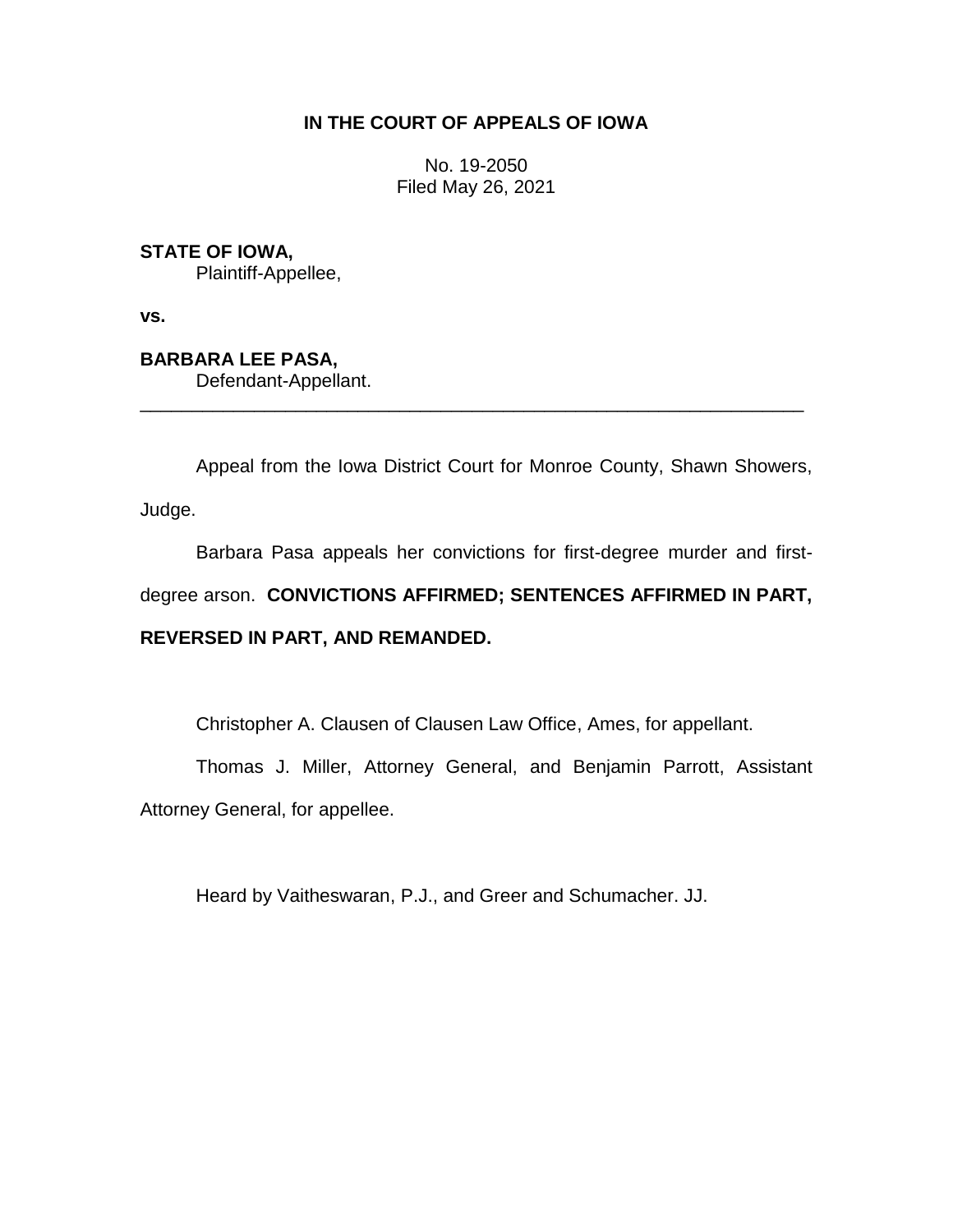**IN THE COURT OF APPEALS OF IOWA**

No. 19-2050
Filed May 26, 2021

**STATE OF IOWA,**
Plaintiff-Appellee,

**vs.**

**BARBARA LEE PASA,**
Defendant-Appellant.

---

Appeal from the Iowa District Court for Monroe County, Shawn Showers, Judge.

Barbara Pasa appeals her convictions for first-degree murder and first-degree arson. **CONVICTIONS AFFIRMED; SENTENCES AFFIRMED IN PART, REVERSED IN PART, AND REMANDED.**

Christopher A. Clausen of Clausen Law Office, Ames, for appellant.

Thomas J. Miller, Attorney General, and Benjamin Parrott, Assistant Attorney General, for appellee.

Heard by Vaitheswaran, P.J., and Greer and Schumacher. JJ.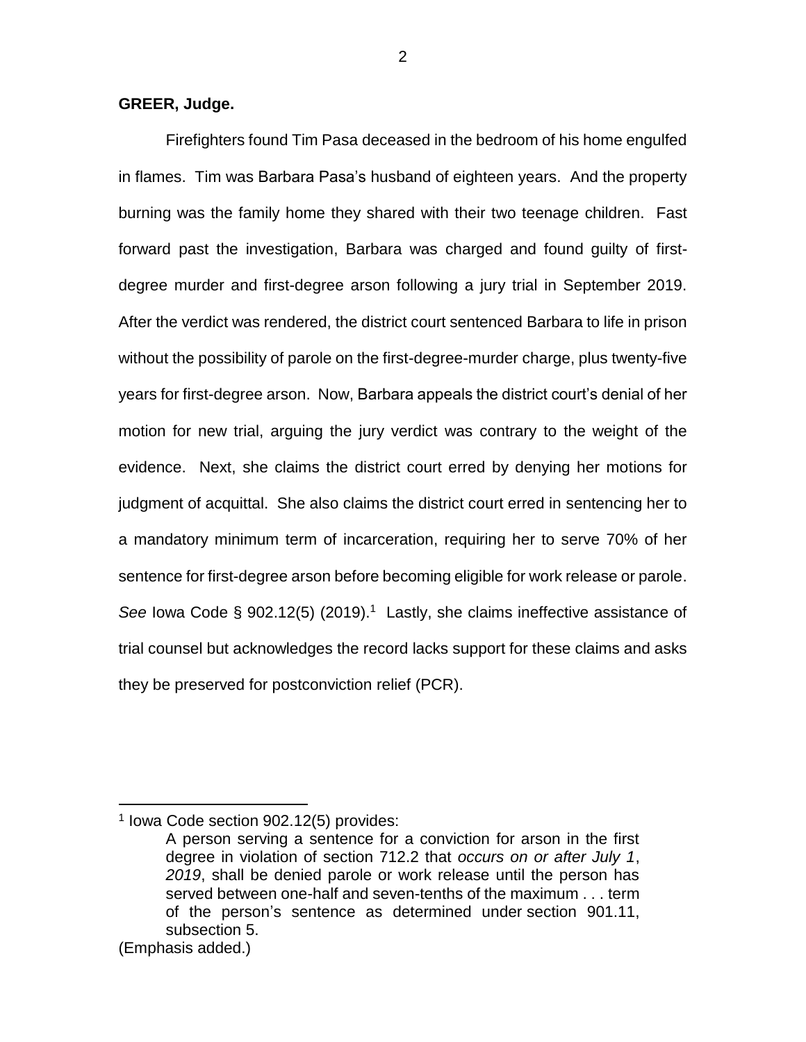**GREER, Judge.**

Firefighters found Tim Pasa deceased in the bedroom of his home engulfed in flames. Tim was Barbara Pasa's husband of eighteen years. And the property burning was the family home they shared with their two teenage children. Fast forward past the investigation, Barbara was charged and found guilty of first-degree murder and first-degree arson following a jury trial in September 2019. After the verdict was rendered, the district court sentenced Barbara to life in prison without the possibility of parole on the first-degree-murder charge, plus twenty-five years for first-degree arson. Now, Barbara appeals the district court's denial of her motion for new trial, arguing the jury verdict was contrary to the weight of the evidence. Next, she claims the district court erred by denying her motions for judgment of acquittal. She also claims the district court erred in sentencing her to a mandatory minimum term of incarceration, requiring her to serve 70% of her sentence for first-degree arson before becoming eligible for work release or parole. *See* Iowa Code § 902.12(5) (2019).[1] Lastly, she claims ineffective assistance of trial counsel but acknowledges the record lacks support for these claims and asks they be preserved for postconviction relief (PCR).

---

[1] Iowa Code section 902.12(5) provides:

> A person serving a sentence for a conviction for arson in the first degree in violation of section 712.2 that *occurs on or after July 1, 2019*, shall be denied parole or work release until the person has served between one-half and seven-tenths of the maximum . . . term of the person's sentence as determined under section 901.11, subsection 5.

(Emphasis added.)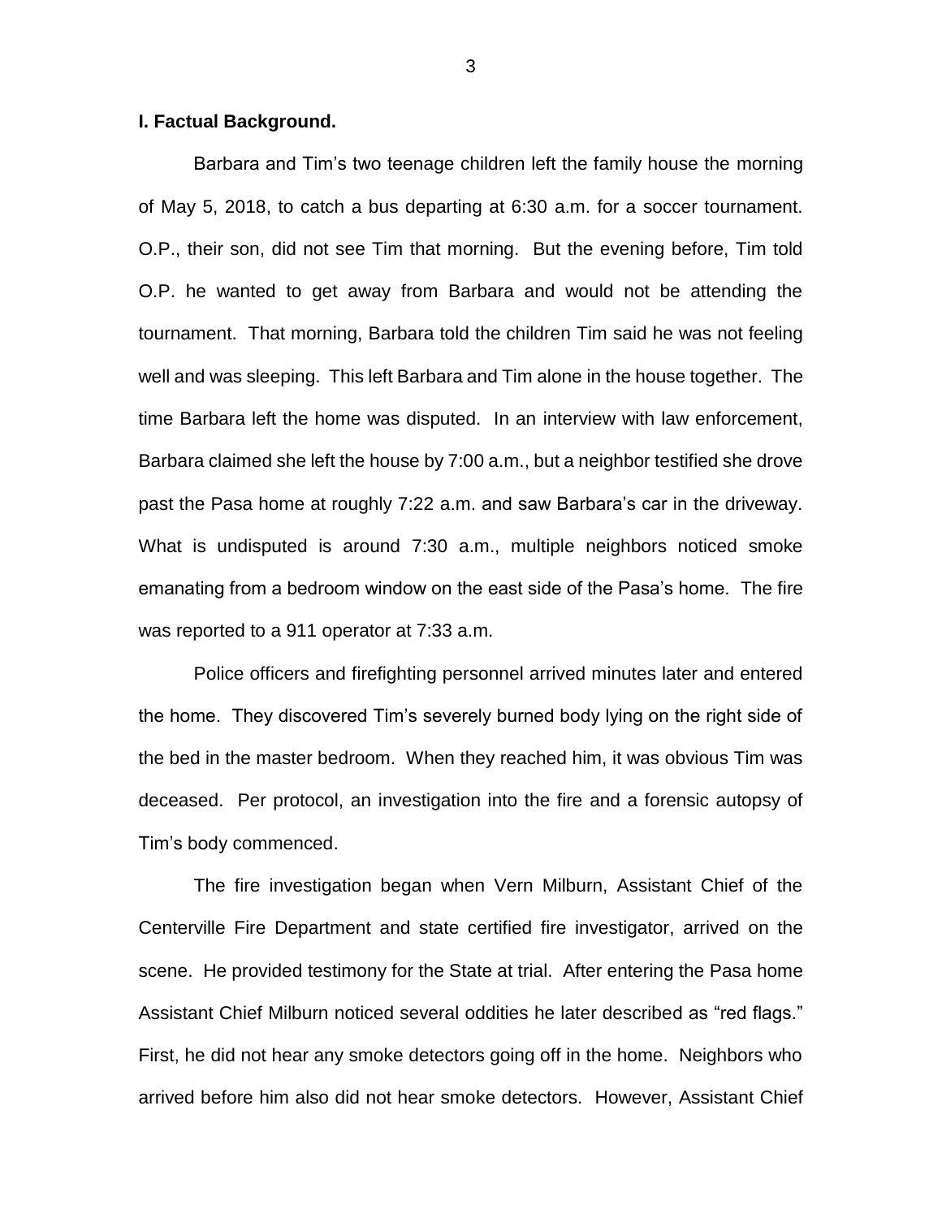### I. Factual Background.

Barbara and Tim's two teenage children left the family house the morning of May 5, 2018, to catch a bus departing at 6:30 a.m. for a soccer tournament. O.P., their son, did not see Tim that morning. But the evening before, Tim told O.P. he wanted to get away from Barbara and would not be attending the tournament. That morning, Barbara told the children Tim said he was not feeling well and was sleeping. This left Barbara and Tim alone in the house together. The time Barbara left the home was disputed. In an interview with law enforcement, Barbara claimed she left the house by 7:00 a.m., but a neighbor testified she drove past the Pasa home at roughly 7:22 a.m. and saw Barbara's car in the driveway. What is undisputed is around 7:30 a.m., multiple neighbors noticed smoke emanating from a bedroom window on the east side of the Pasa's home. The fire was reported to a 911 operator at 7:33 a.m.

Police officers and firefighting personnel arrived minutes later and entered the home. They discovered Tim's severely burned body lying on the right side of the bed in the master bedroom. When they reached him, it was obvious Tim was deceased. Per protocol, an investigation into the fire and a forensic autopsy of Tim's body commenced.

The fire investigation began when Vern Milburn, Assistant Chief of the Centerville Fire Department and state certified fire investigator, arrived on the scene. He provided testimony for the State at trial. After entering the Pasa home Assistant Chief Milburn noticed several oddities he later described as "red flags." First, he did not hear any smoke detectors going off in the home. Neighbors who arrived before him also did not hear smoke detectors. However, Assistant Chief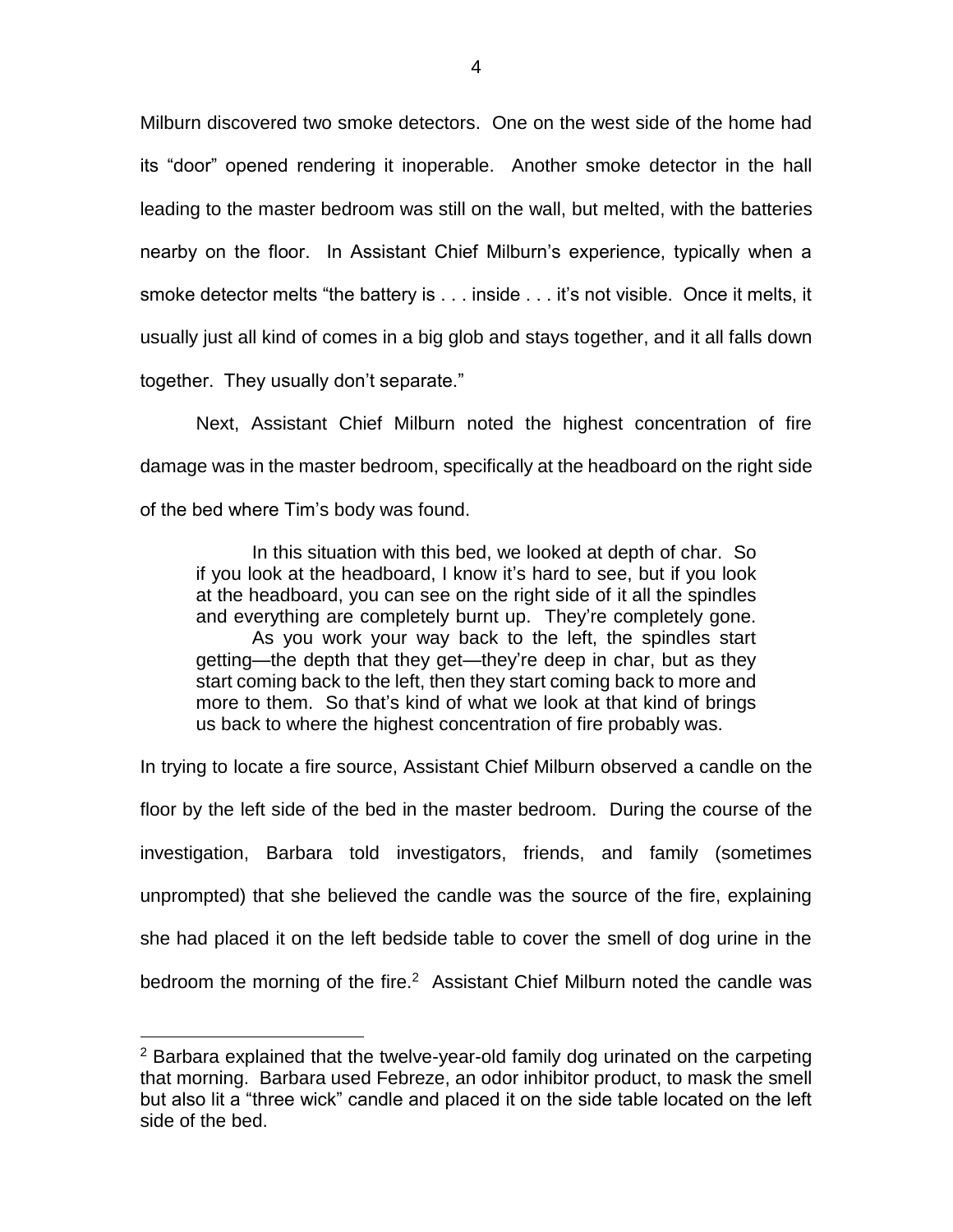Milburn discovered two smoke detectors. One on the west side of the home had its "door" opened rendering it inoperable. Another smoke detector in the hall leading to the master bedroom was still on the wall, but melted, with the batteries nearby on the floor. In Assistant Chief Milburn's experience, typically when a smoke detector melts "the battery is . . . inside . . . it's not visible. Once it melts, it usually just all kind of comes in a big glob and stays together, and it all falls down together. They usually don't separate."

Next, Assistant Chief Milburn noted the highest concentration of fire damage was in the master bedroom, specifically at the headboard on the right side of the bed where Tim's body was found.

> In this situation with this bed, we looked at depth of char. So if you look at the headboard, I know it's hard to see, but if you look at the headboard, you can see on the right side of it all the spindles and everything are completely burnt up. They're completely gone.
>
> As you work your way back to the left, the spindles start getting—the depth that they get—they're deep in char, but as they start coming back to the left, then they start coming back to more and more to them. So that's kind of what we look at that kind of brings us back to where the highest concentration of fire probably was.

In trying to locate a fire source, Assistant Chief Milburn observed a candle on the floor by the left side of the bed in the master bedroom. During the course of the investigation, Barbara told investigators, friends, and family (sometimes unprompted) that she believed the candle was the source of the fire, explaining she had placed it on the left bedside table to cover the smell of dog urine in the bedroom the morning of the fire.[2] Assistant Chief Milburn noted the candle was

[2] Barbara explained that the twelve-year-old family dog urinated on the carpeting that morning. Barbara used Febreze, an odor inhibitor product, to mask the smell but also lit a "three wick" candle and placed it on the side table located on the left side of the bed.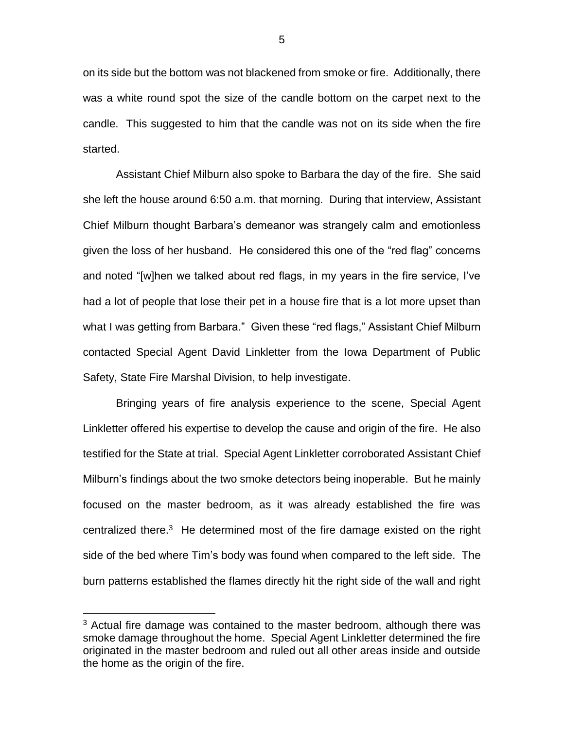on its side but the bottom was not blackened from smoke or fire. Additionally, there was a white round spot the size of the candle bottom on the carpet next to the candle. This suggested to him that the candle was not on its side when the fire started.

Assistant Chief Milburn also spoke to Barbara the day of the fire. She said she left the house around 6:50 a.m. that morning. During that interview, Assistant Chief Milburn thought Barbara's demeanor was strangely calm and emotionless given the loss of her husband. He considered this one of the "red flag" concerns and noted "[w]hen we talked about red flags, in my years in the fire service, I've had a lot of people that lose their pet in a house fire that is a lot more upset than what I was getting from Barbara." Given these "red flags," Assistant Chief Milburn contacted Special Agent David Linkletter from the Iowa Department of Public Safety, State Fire Marshal Division, to help investigate.

Bringing years of fire analysis experience to the scene, Special Agent Linkletter offered his expertise to develop the cause and origin of the fire. He also testified for the State at trial. Special Agent Linkletter corroborated Assistant Chief Milburn's findings about the two smoke detectors being inoperable. But he mainly focused on the master bedroom, as it was already established the fire was centralized there.[3] He determined most of the fire damage existed on the right side of the bed where Tim's body was found when compared to the left side. The burn patterns established the flames directly hit the right side of the wall and right

[3] Actual fire damage was contained to the master bedroom, although there was smoke damage throughout the home. Special Agent Linkletter determined the fire originated in the master bedroom and ruled out all other areas inside and outside the home as the origin of the fire.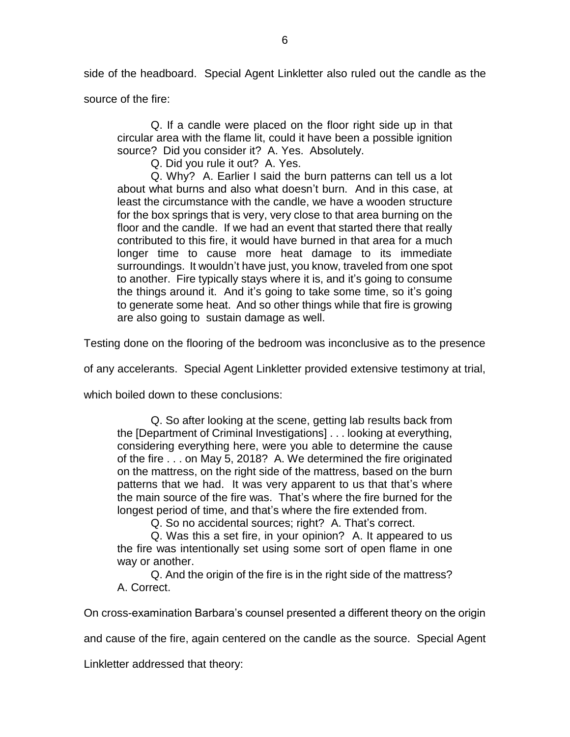side of the headboard. Special Agent Linkletter also ruled out the candle as the source of the fire:

> Q. If a candle were placed on the floor right side up in that circular area with the flame lit, could it have been a possible ignition source? Did you consider it? A. Yes. Absolutely.
>
> Q. Did you rule it out? A. Yes.
>
> Q. Why? A. Earlier I said the burn patterns can tell us a lot about what burns and also what doesn't burn. And in this case, at least the circumstance with the candle, we have a wooden structure for the box springs that is very, very close to that area burning on the floor and the candle. If we had an event that started there that really contributed to this fire, it would have burned in that area for a much longer time to cause more heat damage to its immediate surroundings. It wouldn't have just, you know, traveled from one spot to another. Fire typically stays where it is, and it's going to consume the things around it. And it's going to take some time, so it's going to generate some heat. And so other things while that fire is growing are also going to sustain damage as well.

Testing done on the flooring of the bedroom was inconclusive as to the presence of any accelerants. Special Agent Linkletter provided extensive testimony at trial, which boiled down to these conclusions:

> Q. So after looking at the scene, getting lab results back from the [Department of Criminal Investigations] . . . looking at everything, considering everything here, were you able to determine the cause of the fire . . . on May 5, 2018? A. We determined the fire originated on the mattress, on the right side of the mattress, based on the burn patterns that we had. It was very apparent to us that that's where the main source of the fire was. That's where the fire burned for the longest period of time, and that's where the fire extended from.
>
> Q. So no accidental sources; right? A. That's correct.
>
> Q. Was this a set fire, in your opinion? A. It appeared to us the fire was intentionally set using some sort of open flame in one way or another.
>
> Q. And the origin of the fire is in the right side of the mattress? A. Correct.

On cross-examination Barbara's counsel presented a different theory on the origin and cause of the fire, again centered on the candle as the source. Special Agent Linkletter addressed that theory: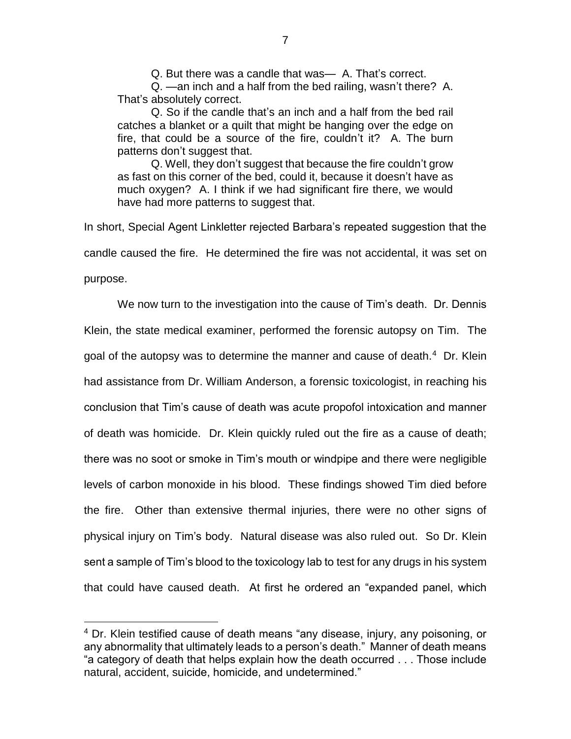Q. But there was a candle that was— A. That's correct.

Q. —an inch and a half from the bed railing, wasn't there? A. That's absolutely correct.

Q. So if the candle that's an inch and a half from the bed rail catches a blanket or a quilt that might be hanging over the edge on fire, that could be a source of the fire, couldn't it? A. The burn patterns don't suggest that.

Q. Well, they don't suggest that because the fire couldn't grow as fast on this corner of the bed, could it, because it doesn't have as much oxygen? A. I think if we had significant fire there, we would have had more patterns to suggest that.

In short, Special Agent Linkletter rejected Barbara's repeated suggestion that the candle caused the fire. He determined the fire was not accidental, it was set on purpose.

We now turn to the investigation into the cause of Tim's death. Dr. Dennis Klein, the state medical examiner, performed the forensic autopsy on Tim. The goal of the autopsy was to determine the manner and cause of death.[4] Dr. Klein had assistance from Dr. William Anderson, a forensic toxicologist, in reaching his conclusion that Tim's cause of death was acute propofol intoxication and manner of death was homicide. Dr. Klein quickly ruled out the fire as a cause of death; there was no soot or smoke in Tim's mouth or windpipe and there were negligible levels of carbon monoxide in his blood. These findings showed Tim died before the fire. Other than extensive thermal injuries, there were no other signs of physical injury on Tim's body. Natural disease was also ruled out. So Dr. Klein sent a sample of Tim's blood to the toxicology lab to test for any drugs in his system that could have caused death. At first he ordered an "expanded panel, which

[4] Dr. Klein testified cause of death means "any disease, injury, any poisoning, or any abnormality that ultimately leads to a person's death." Manner of death means "a category of death that helps explain how the death occurred . . . Those include natural, accident, suicide, homicide, and undetermined."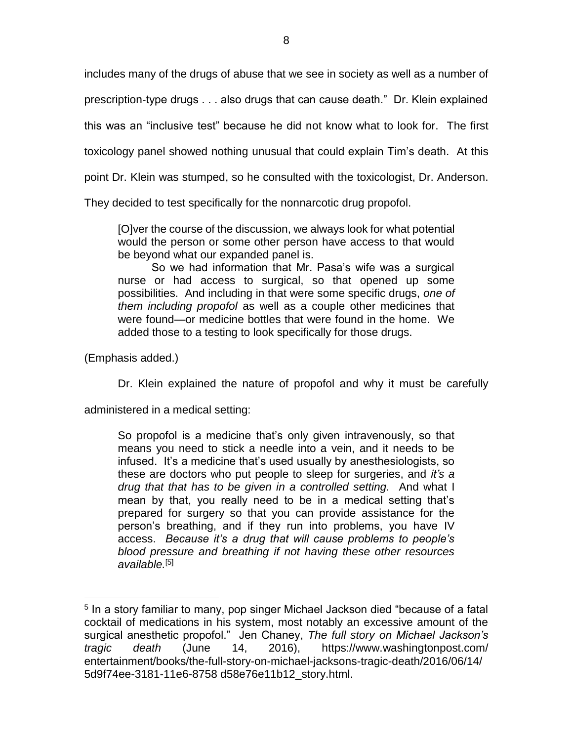includes many of the drugs of abuse that we see in society as well as a number of prescription-type drugs . . . also drugs that can cause death." Dr. Klein explained this was an "inclusive test" because he did not know what to look for. The first toxicology panel showed nothing unusual that could explain Tim's death. At this point Dr. Klein was stumped, so he consulted with the toxicologist, Dr. Anderson. They decided to test specifically for the nonnarcotic drug propofol.

> [O]ver the course of the discussion, we always look for what potential would the person or some other person have access to that would be beyond what our expanded panel is.
>
> So we had information that Mr. Pasa's wife was a surgical nurse or had access to surgical, so that opened up some possibilities. And including in that were some specific drugs, *one of them including propofol* as well as a couple other medicines that were found—or medicine bottles that were found in the home. We added those to a testing to look specifically for those drugs.

(Emphasis added.)

Dr. Klein explained the nature of propofol and why it must be carefully administered in a medical setting:

> So propofol is a medicine that's only given intravenously, so that means you need to stick a needle into a vein, and it needs to be infused. It's a medicine that's used usually by anesthesiologists, so these are doctors who put people to sleep for surgeries, and *it's a drug that that has to be given in a controlled setting.* And what I mean by that, you really need to be in a medical setting that's prepared for surgery so that you can provide assistance for the person's breathing, and if they run into problems, you have IV access. *Because it's a drug that will cause problems to people's blood pressure and breathing if not having these other resources available.*[5]

---

[5] In a story familiar to many, pop singer Michael Jackson died "because of a fatal cocktail of medications in his system, most notably an excessive amount of the surgical anesthetic propofol." Jen Chaney, *The full story on Michael Jackson's tragic death* (June 14, 2016), https://www.washingtonpost.com/entertainment/books/the-full-story-on-michael-jacksons-tragic-death/2016/06/14/5d9f74ee-3181-11e6-8758 d58e76e11b12_story.html.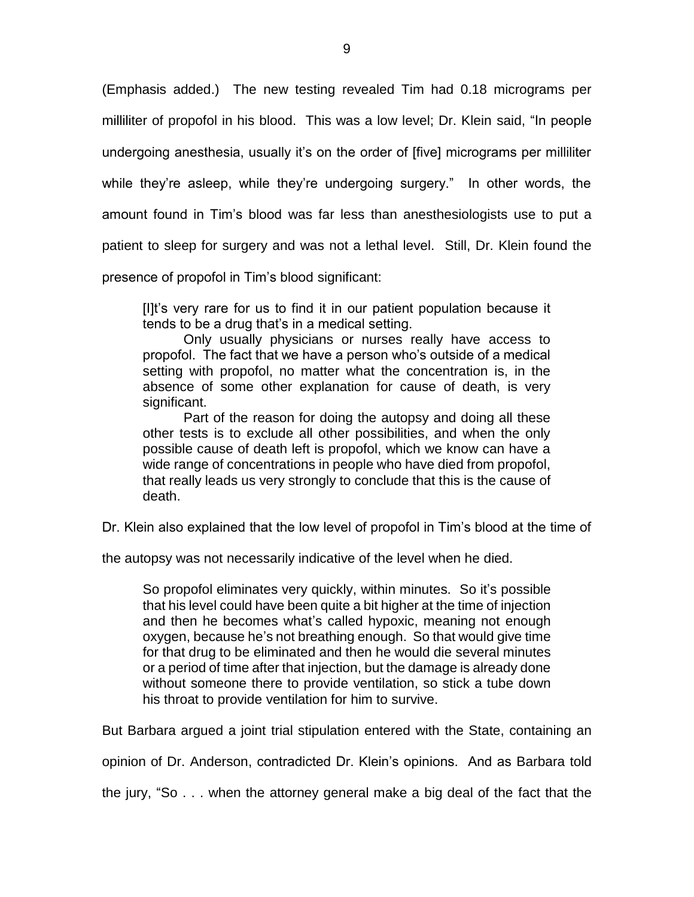(Emphasis added.) The new testing revealed Tim had 0.18 micrograms per milliliter of propofol in his blood. This was a low level; Dr. Klein said, "In people undergoing anesthesia, usually it's on the order of [five] micrograms per milliliter while they're asleep, while they're undergoing surgery." In other words, the amount found in Tim's blood was far less than anesthesiologists use to put a patient to sleep for surgery and was not a lethal level. Still, Dr. Klein found the presence of propofol in Tim's blood significant:

> [I]t's very rare for us to find it in our patient population because it tends to be a drug that's in a medical setting.
>
> Only usually physicians or nurses really have access to propofol. The fact that we have a person who's outside of a medical setting with propofol, no matter what the concentration is, in the absence of some other explanation for cause of death, is very significant.
>
> Part of the reason for doing the autopsy and doing all these other tests is to exclude all other possibilities, and when the only possible cause of death left is propofol, which we know can have a wide range of concentrations in people who have died from propofol, that really leads us very strongly to conclude that this is the cause of death.

Dr. Klein also explained that the low level of propofol in Tim's blood at the time of the autopsy was not necessarily indicative of the level when he died.

> So propofol eliminates very quickly, within minutes. So it's possible that his level could have been quite a bit higher at the time of injection and then he becomes what's called hypoxic, meaning not enough oxygen, because he's not breathing enough. So that would give time for that drug to be eliminated and then he would die several minutes or a period of time after that injection, but the damage is already done without someone there to provide ventilation, so stick a tube down his throat to provide ventilation for him to survive.

But Barbara argued a joint trial stipulation entered with the State, containing an opinion of Dr. Anderson, contradicted Dr. Klein's opinions. And as Barbara told the jury, "So . . . when the attorney general make a big deal of the fact that the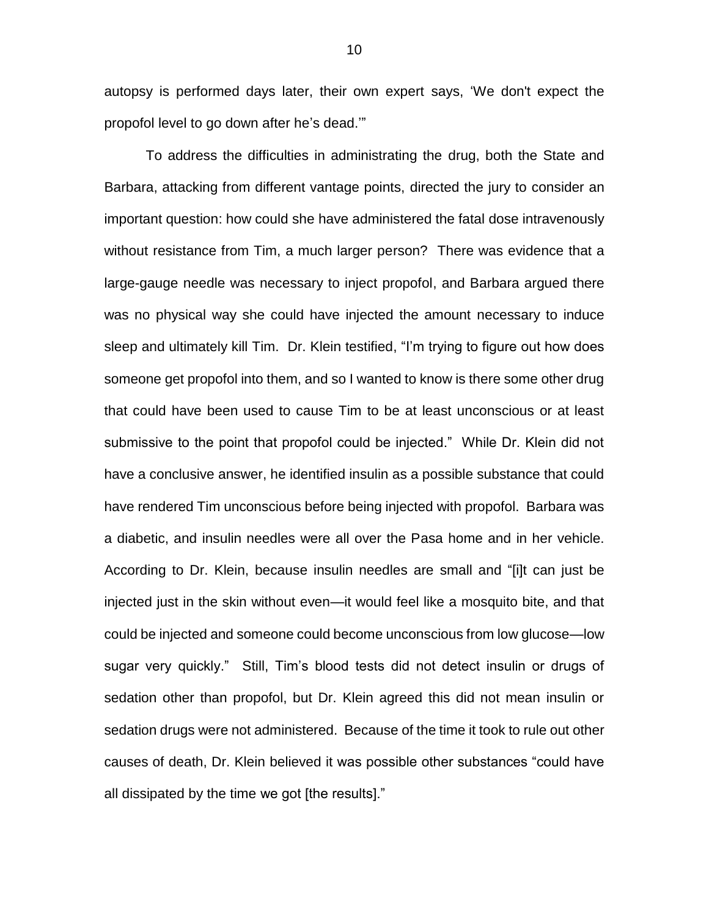autopsy is performed days later, their own expert says, 'We don't expect the propofol level to go down after he's dead.'"

To address the difficulties in administrating the drug, both the State and Barbara, attacking from different vantage points, directed the jury to consider an important question: how could she have administered the fatal dose intravenously without resistance from Tim, a much larger person? There was evidence that a large-gauge needle was necessary to inject propofol, and Barbara argued there was no physical way she could have injected the amount necessary to induce sleep and ultimately kill Tim. Dr. Klein testified, "I'm trying to figure out how does someone get propofol into them, and so I wanted to know is there some other drug that could have been used to cause Tim to be at least unconscious or at least submissive to the point that propofol could be injected." While Dr. Klein did not have a conclusive answer, he identified insulin as a possible substance that could have rendered Tim unconscious before being injected with propofol. Barbara was a diabetic, and insulin needles were all over the Pasa home and in her vehicle. According to Dr. Klein, because insulin needles are small and "[i]t can just be injected just in the skin without even—it would feel like a mosquito bite, and that could be injected and someone could become unconscious from low glucose—low sugar very quickly." Still, Tim's blood tests did not detect insulin or drugs of sedation other than propofol, but Dr. Klein agreed this did not mean insulin or sedation drugs were not administered. Because of the time it took to rule out other causes of death, Dr. Klein believed it was possible other substances "could have all dissipated by the time we got [the results]."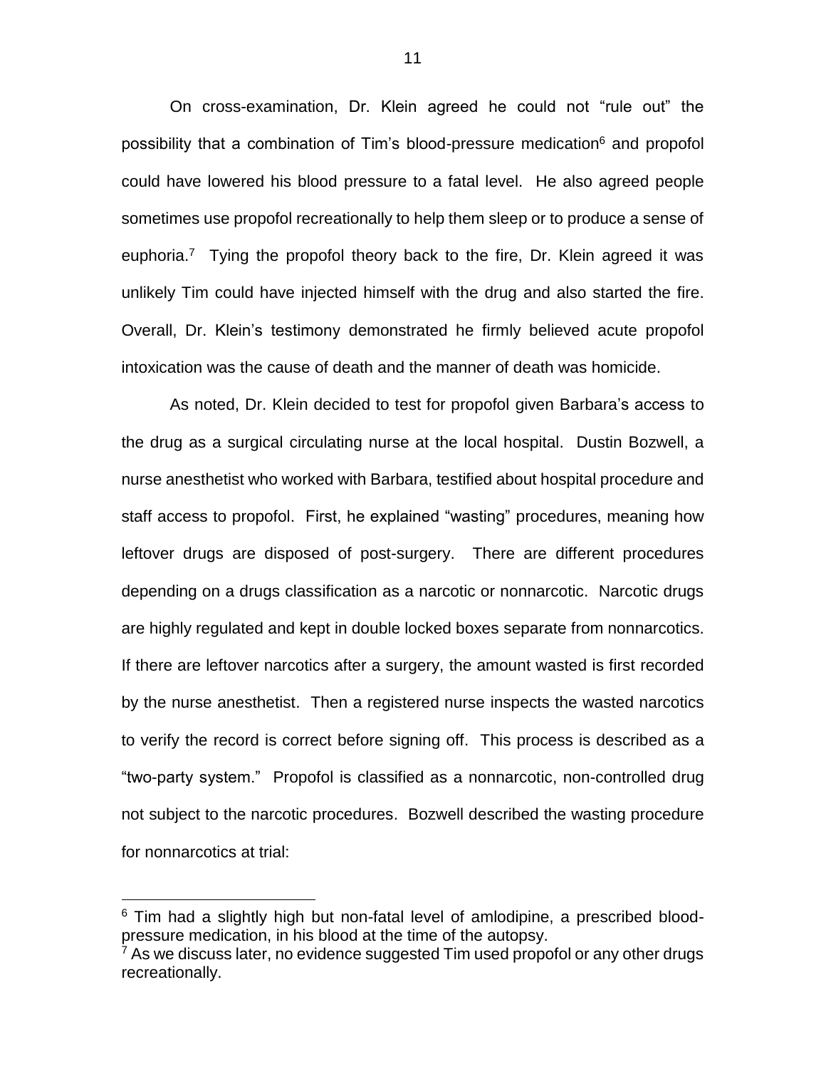On cross-examination, Dr. Klein agreed he could not “rule out” the possibility that a combination of Tim’s blood-pressure medication[6] and propofol could have lowered his blood pressure to a fatal level. He also agreed people sometimes use propofol recreationally to help them sleep or to produce a sense of euphoria.[7] Tying the propofol theory back to the fire, Dr. Klein agreed it was unlikely Tim could have injected himself with the drug and also started the fire. Overall, Dr. Klein’s testimony demonstrated he firmly believed acute propofol intoxication was the cause of death and the manner of death was homicide.

As noted, Dr. Klein decided to test for propofol given Barbara’s access to the drug as a surgical circulating nurse at the local hospital. Dustin Bozwell, a nurse anesthetist who worked with Barbara, testified about hospital procedure and staff access to propofol. First, he explained “wasting” procedures, meaning how leftover drugs are disposed of post-surgery. There are different procedures depending on a drugs classification as a narcotic or nonnarcotic. Narcotic drugs are highly regulated and kept in double locked boxes separate from nonnarcotics. If there are leftover narcotics after a surgery, the amount wasted is first recorded by the nurse anesthetist. Then a registered nurse inspects the wasted narcotics to verify the record is correct before signing off. This process is described as a “two-party system.” Propofol is classified as a nonnarcotic, non-controlled drug not subject to the narcotic procedures. Bozwell described the wasting procedure for nonnarcotics at trial:

---

[6] Tim had a slightly high but non-fatal level of amlodipine, a prescribed blood-pressure medication, in his blood at the time of the autopsy.

[7] As we discuss later, no evidence suggested Tim used propofol or any other drugs recreationally.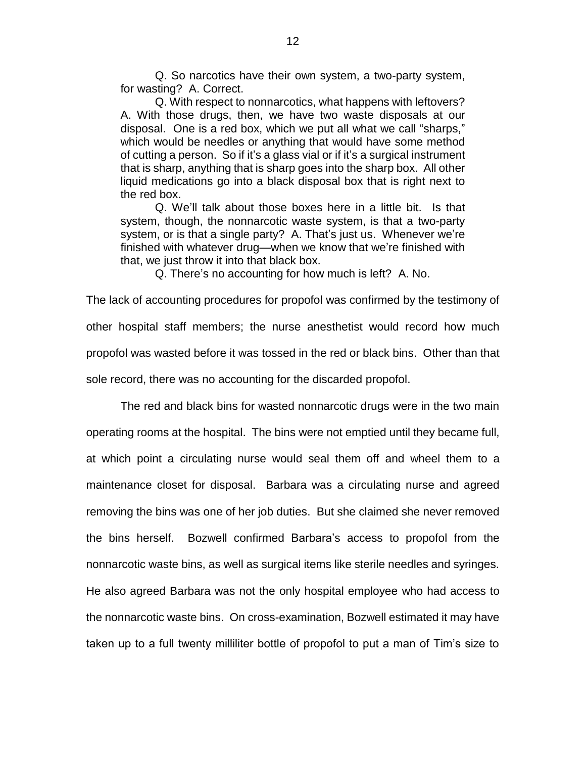Q. So narcotics have their own system, a two-party system, for wasting? A. Correct.

Q. With respect to nonnarcotics, what happens with leftovers? A. With those drugs, then, we have two waste disposals at our disposal. One is a red box, which we put all what we call "sharps," which would be needles or anything that would have some method of cutting a person. So if it's a glass vial or if it's a surgical instrument that is sharp, anything that is sharp goes into the sharp box. All other liquid medications go into a black disposal box that is right next to the red box.

Q. We'll talk about those boxes here in a little bit. Is that system, though, the nonnarcotic waste system, is that a two-party system, or is that a single party? A. That's just us. Whenever we're finished with whatever drug—when we know that we're finished with that, we just throw it into that black box.

Q. There's no accounting for how much is left? A. No.

The lack of accounting procedures for propofol was confirmed by the testimony of other hospital staff members; the nurse anesthetist would record how much propofol was wasted before it was tossed in the red or black bins. Other than that sole record, there was no accounting for the discarded propofol.

The red and black bins for wasted nonnarcotic drugs were in the two main operating rooms at the hospital. The bins were not emptied until they became full, at which point a circulating nurse would seal them off and wheel them to a maintenance closet for disposal. Barbara was a circulating nurse and agreed removing the bins was one of her job duties. But she claimed she never removed the bins herself. Bozwell confirmed Barbara's access to propofol from the nonnarcotic waste bins, as well as surgical items like sterile needles and syringes. He also agreed Barbara was not the only hospital employee who had access to the nonnarcotic waste bins. On cross-examination, Bozwell estimated it may have taken up to a full twenty milliliter bottle of propofol to put a man of Tim's size to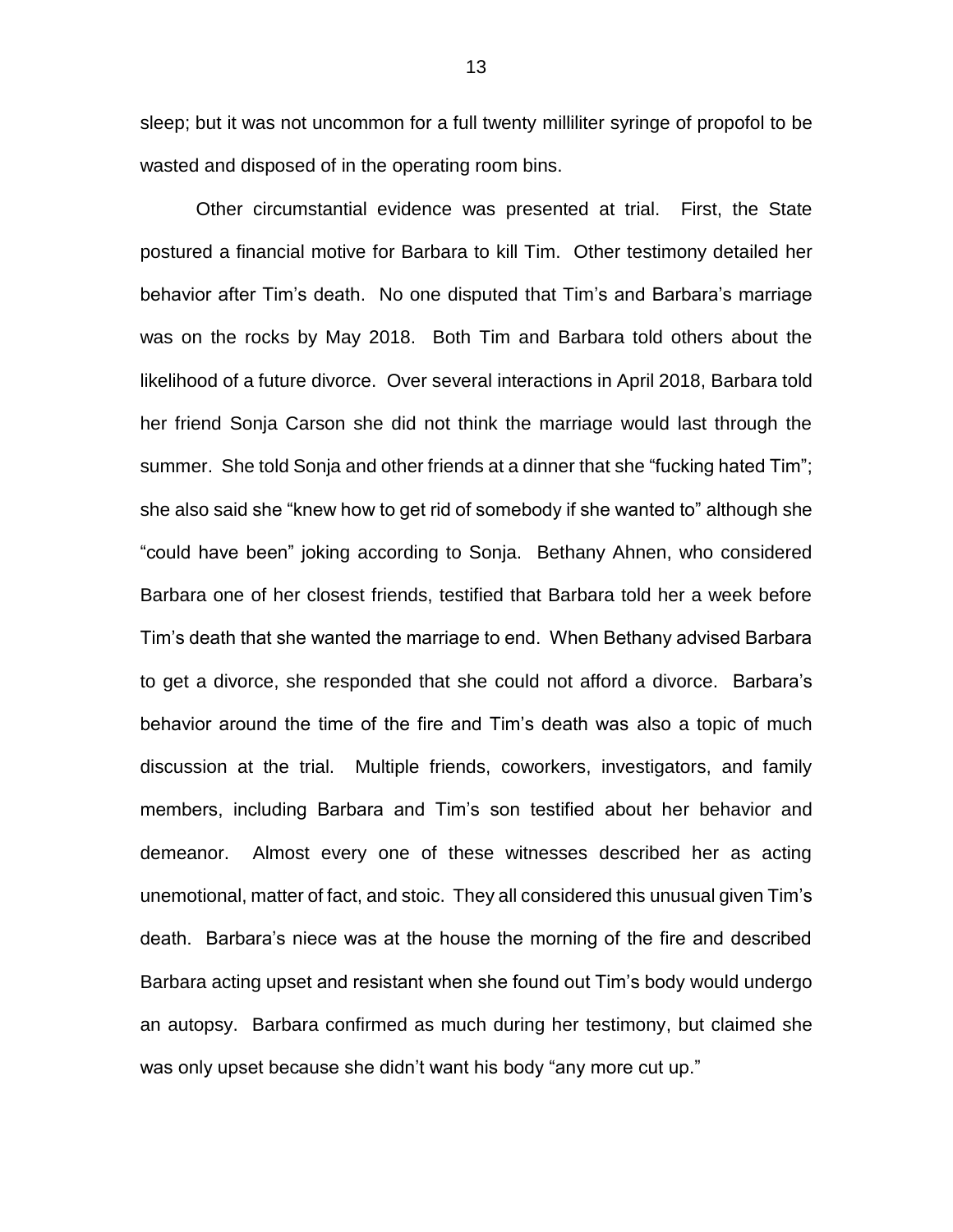sleep; but it was not uncommon for a full twenty milliliter syringe of propofol to be wasted and disposed of in the operating room bins.

Other circumstantial evidence was presented at trial. First, the State postured a financial motive for Barbara to kill Tim. Other testimony detailed her behavior after Tim's death. No one disputed that Tim's and Barbara's marriage was on the rocks by May 2018. Both Tim and Barbara told others about the likelihood of a future divorce. Over several interactions in April 2018, Barbara told her friend Sonja Carson she did not think the marriage would last through the summer. She told Sonja and other friends at a dinner that she "fucking hated Tim"; she also said she "knew how to get rid of somebody if she wanted to" although she "could have been" joking according to Sonja. Bethany Ahnen, who considered Barbara one of her closest friends, testified that Barbara told her a week before Tim's death that she wanted the marriage to end. When Bethany advised Barbara to get a divorce, she responded that she could not afford a divorce. Barbara's behavior around the time of the fire and Tim's death was also a topic of much discussion at the trial. Multiple friends, coworkers, investigators, and family members, including Barbara and Tim's son testified about her behavior and demeanor. Almost every one of these witnesses described her as acting unemotional, matter of fact, and stoic. They all considered this unusual given Tim's death. Barbara's niece was at the house the morning of the fire and described Barbara acting upset and resistant when she found out Tim's body would undergo an autopsy. Barbara confirmed as much during her testimony, but claimed she was only upset because she didn't want his body "any more cut up."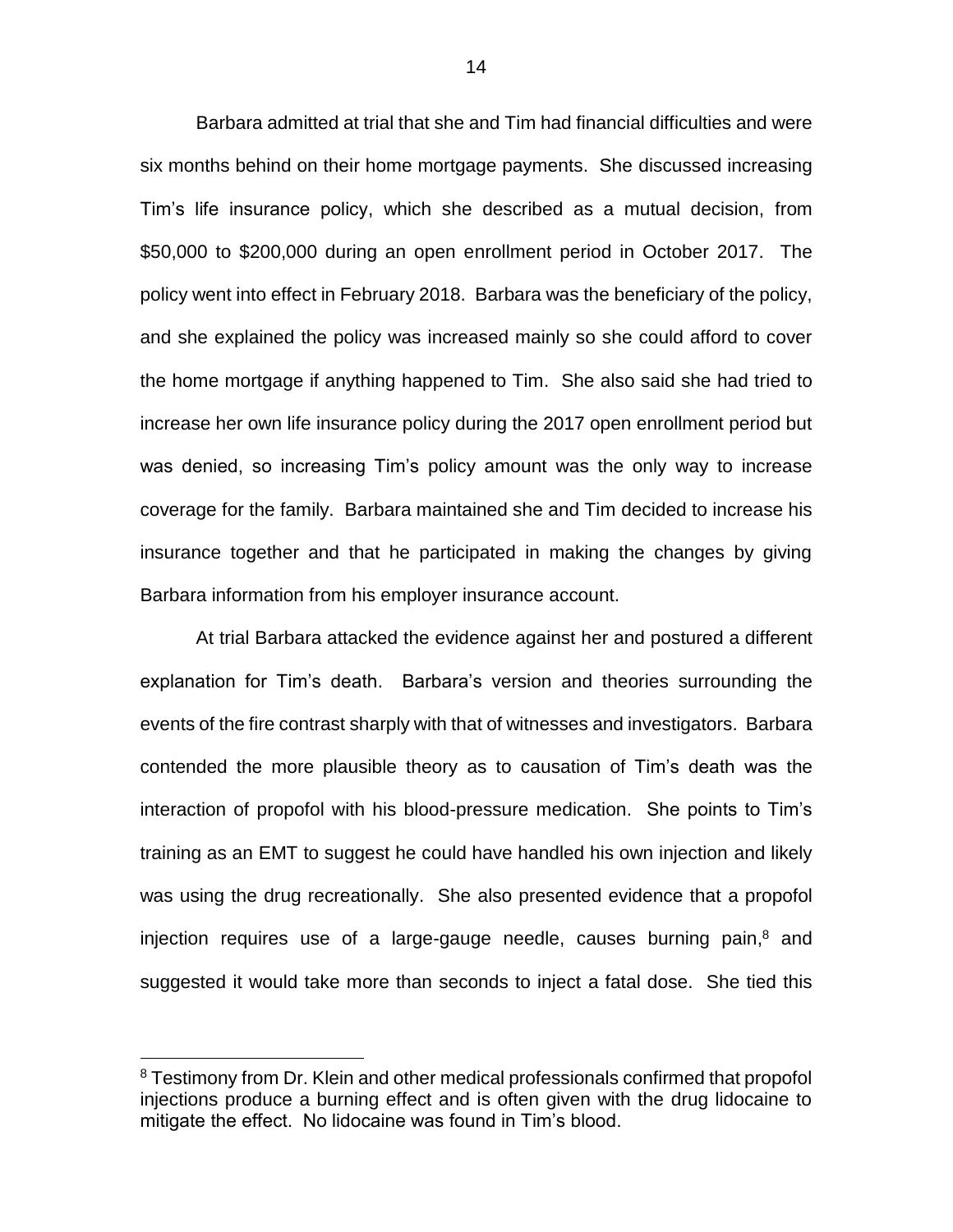Barbara admitted at trial that she and Tim had financial difficulties and were six months behind on their home mortgage payments. She discussed increasing Tim's life insurance policy, which she described as a mutual decision, from $50,000 to $200,000 during an open enrollment period in October 2017. The policy went into effect in February 2018. Barbara was the beneficiary of the policy, and she explained the policy was increased mainly so she could afford to cover the home mortgage if anything happened to Tim. She also said she had tried to increase her own life insurance policy during the 2017 open enrollment period but was denied, so increasing Tim's policy amount was the only way to increase coverage for the family. Barbara maintained she and Tim decided to increase his insurance together and that he participated in making the changes by giving Barbara information from his employer insurance account.

At trial Barbara attacked the evidence against her and postured a different explanation for Tim's death. Barbara's version and theories surrounding the events of the fire contrast sharply with that of witnesses and investigators. Barbara contended the more plausible theory as to causation of Tim's death was the interaction of propofol with his blood-pressure medication. She points to Tim's training as an EMT to suggest he could have handled his own injection and likely was using the drug recreationally. She also presented evidence that a propofol injection requires use of a large-gauge needle, causes burning pain,[8] and suggested it would take more than seconds to inject a fatal dose. She tied this

[8] Testimony from Dr. Klein and other medical professionals confirmed that propofol injections produce a burning effect and is often given with the drug lidocaine to mitigate the effect. No lidocaine was found in Tim's blood.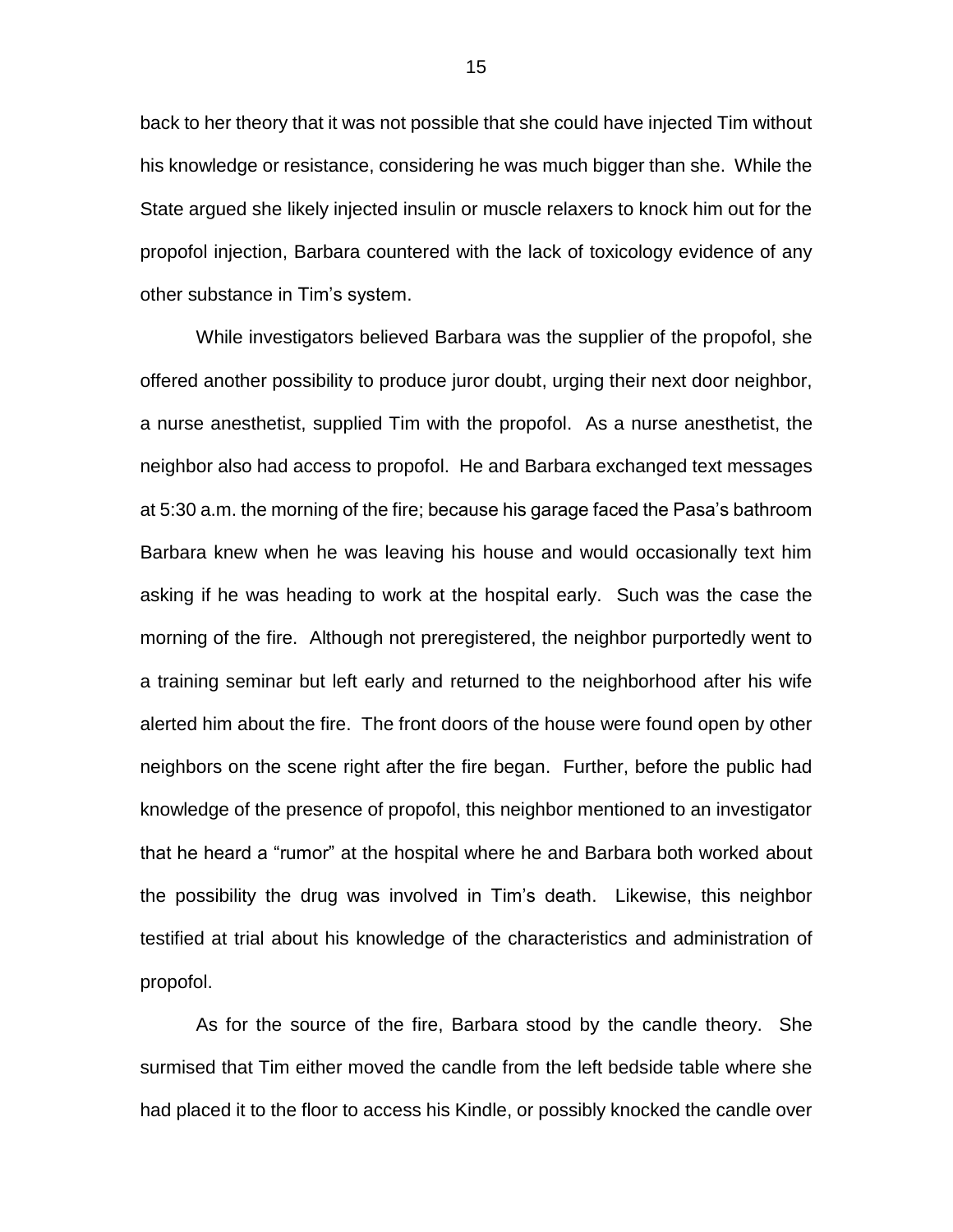back to her theory that it was not possible that she could have injected Tim without his knowledge or resistance, considering he was much bigger than she. While the State argued she likely injected insulin or muscle relaxers to knock him out for the propofol injection, Barbara countered with the lack of toxicology evidence of any other substance in Tim's system.

While investigators believed Barbara was the supplier of the propofol, she offered another possibility to produce juror doubt, urging their next door neighbor, a nurse anesthetist, supplied Tim with the propofol. As a nurse anesthetist, the neighbor also had access to propofol. He and Barbara exchanged text messages at 5:30 a.m. the morning of the fire; because his garage faced the Pasa's bathroom Barbara knew when he was leaving his house and would occasionally text him asking if he was heading to work at the hospital early. Such was the case the morning of the fire. Although not preregistered, the neighbor purportedly went to a training seminar but left early and returned to the neighborhood after his wife alerted him about the fire. The front doors of the house were found open by other neighbors on the scene right after the fire began. Further, before the public had knowledge of the presence of propofol, this neighbor mentioned to an investigator that he heard a "rumor" at the hospital where he and Barbara both worked about the possibility the drug was involved in Tim's death. Likewise, this neighbor testified at trial about his knowledge of the characteristics and administration of propofol.

As for the source of the fire, Barbara stood by the candle theory. She surmised that Tim either moved the candle from the left bedside table where she had placed it to the floor to access his Kindle, or possibly knocked the candle over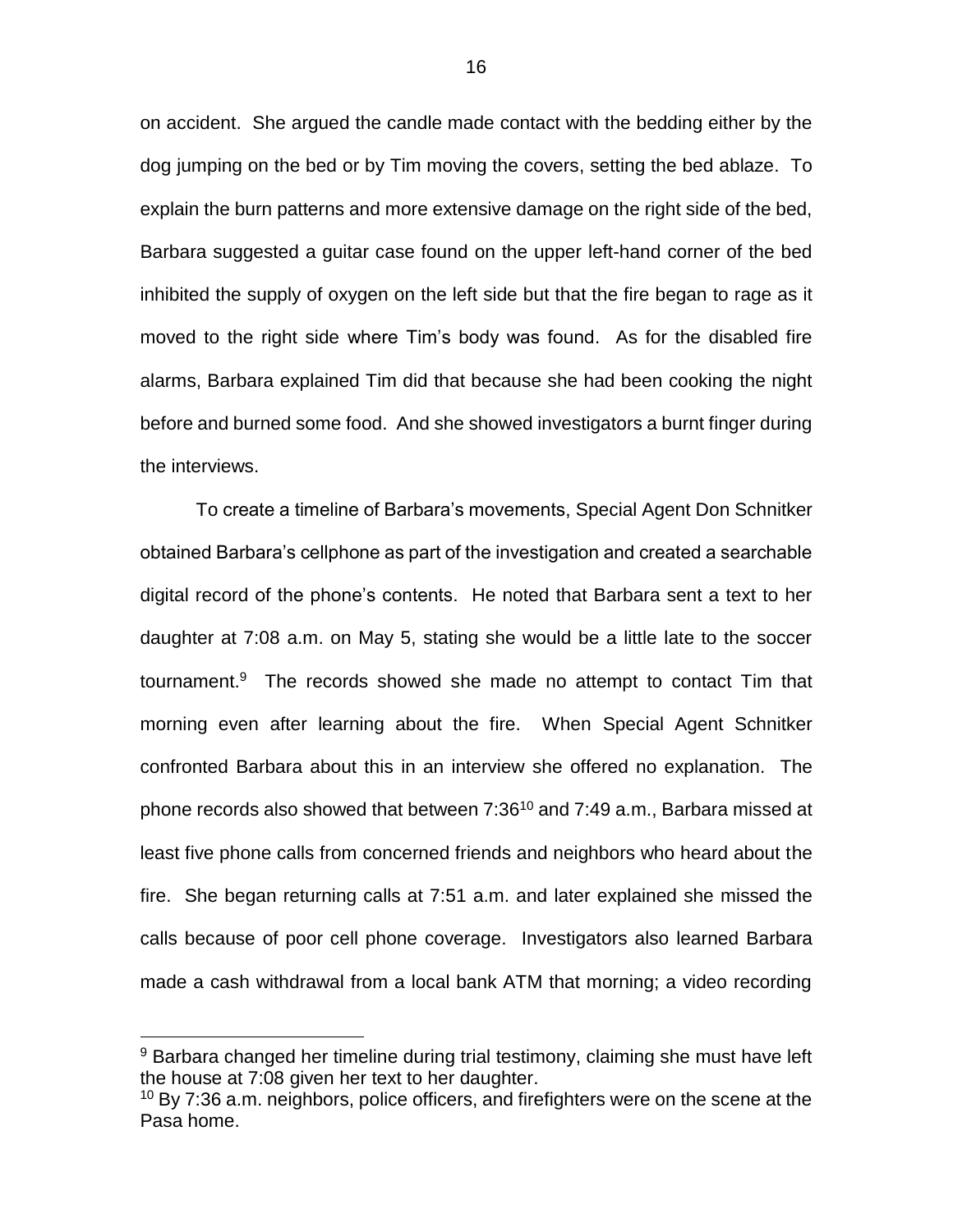on accident. She argued the candle made contact with the bedding either by the dog jumping on the bed or by Tim moving the covers, setting the bed ablaze. To explain the burn patterns and more extensive damage on the right side of the bed, Barbara suggested a guitar case found on the upper left-hand corner of the bed inhibited the supply of oxygen on the left side but that the fire began to rage as it moved to the right side where Tim's body was found. As for the disabled fire alarms, Barbara explained Tim did that because she had been cooking the night before and burned some food. And she showed investigators a burnt finger during the interviews.

To create a timeline of Barbara's movements, Special Agent Don Schnitker obtained Barbara's cellphone as part of the investigation and created a searchable digital record of the phone's contents. He noted that Barbara sent a text to her daughter at 7:08 a.m. on May 5, stating she would be a little late to the soccer tournament.[9] The records showed she made no attempt to contact Tim that morning even after learning about the fire. When Special Agent Schnitker confronted Barbara about this in an interview she offered no explanation. The phone records also showed that between 7:36[10] and 7:49 a.m., Barbara missed at least five phone calls from concerned friends and neighbors who heard about the fire. She began returning calls at 7:51 a.m. and later explained she missed the calls because of poor cell phone coverage. Investigators also learned Barbara made a cash withdrawal from a local bank ATM that morning; a video recording

---

[9] Barbara changed her timeline during trial testimony, claiming she must have left the house at 7:08 given her text to her daughter.

[10] By 7:36 a.m. neighbors, police officers, and firefighters were on the scene at the Pasa home.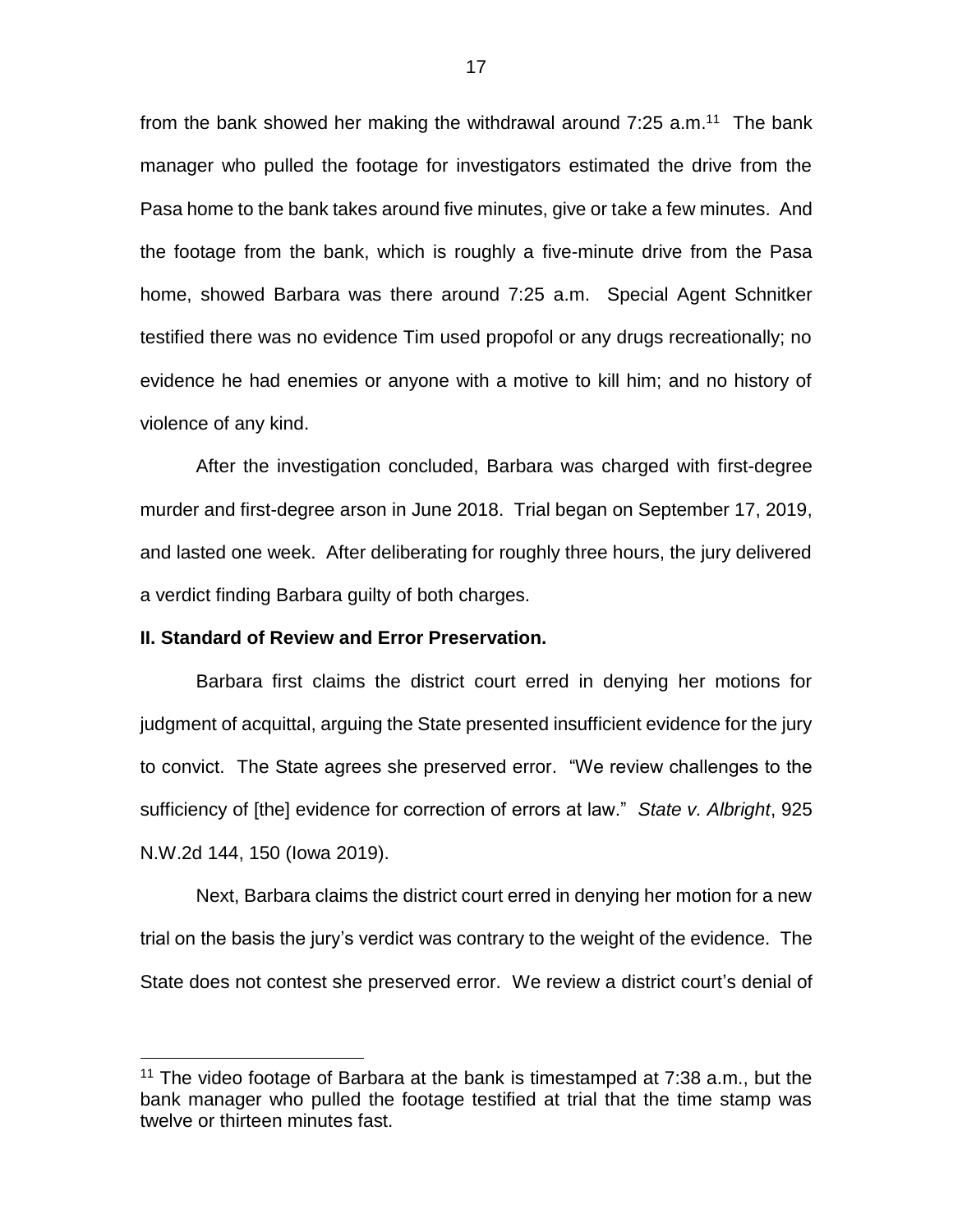from the bank showed her making the withdrawal around 7:25 a.m.[11] The bank manager who pulled the footage for investigators estimated the drive from the Pasa home to the bank takes around five minutes, give or take a few minutes. And the footage from the bank, which is roughly a five-minute drive from the Pasa home, showed Barbara was there around 7:25 a.m. Special Agent Schnitker testified there was no evidence Tim used propofol or any drugs recreationally; no evidence he had enemies or anyone with a motive to kill him; and no history of violence of any kind.

After the investigation concluded, Barbara was charged with first-degree murder and first-degree arson in June 2018. Trial began on September 17, 2019, and lasted one week. After deliberating for roughly three hours, the jury delivered a verdict finding Barbara guilty of both charges.

**II. Standard of Review and Error Preservation.**

Barbara first claims the district court erred in denying her motions for judgment of acquittal, arguing the State presented insufficient evidence for the jury to convict. The State agrees she preserved error. "We review challenges to the sufficiency of [the] evidence for correction of errors at law." *State v. Albright*, 925 N.W.2d 144, 150 (Iowa 2019).

Next, Barbara claims the district court erred in denying her motion for a new trial on the basis the jury's verdict was contrary to the weight of the evidence. The State does not contest she preserved error. We review a district court's denial of

[11] The video footage of Barbara at the bank is timestamped at 7:38 a.m., but the bank manager who pulled the footage testified at trial that the time stamp was twelve or thirteen minutes fast.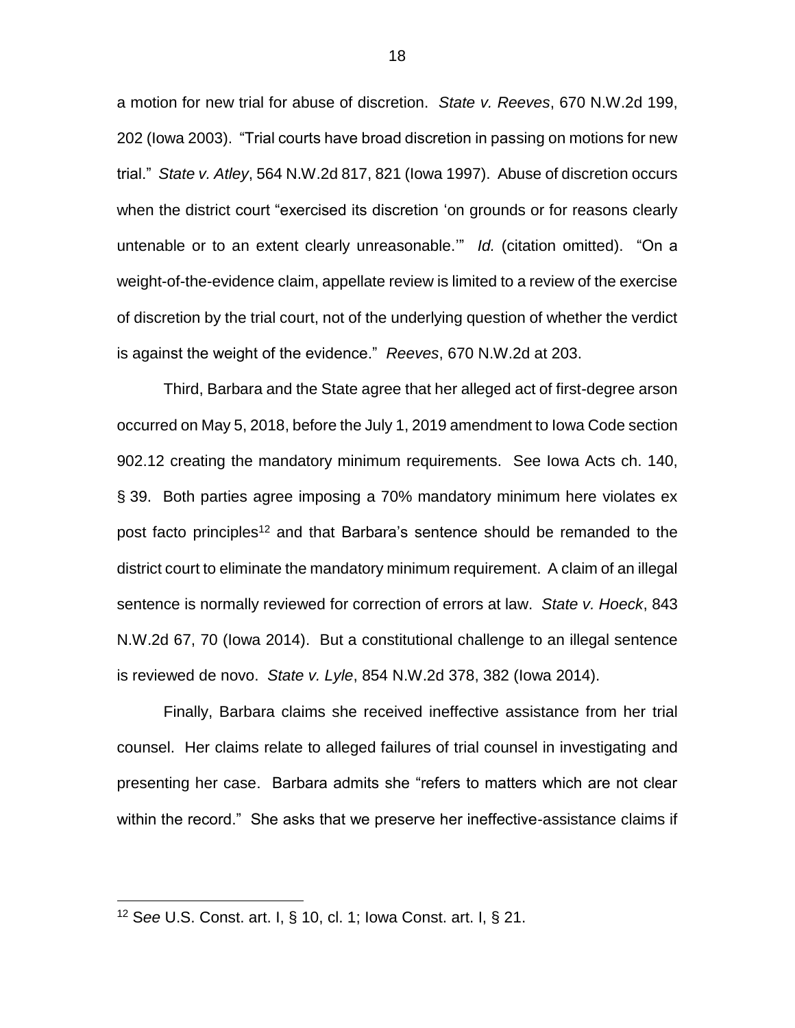a motion for new trial for abuse of discretion. *State v. Reeves*, 670 N.W.2d 199, 202 (Iowa 2003). "Trial courts have broad discretion in passing on motions for new trial." *State v. Atley*, 564 N.W.2d 817, 821 (Iowa 1997). Abuse of discretion occurs when the district court "exercised its discretion 'on grounds or for reasons clearly untenable or to an extent clearly unreasonable.'" *Id.* (citation omitted). "On a weight-of-the-evidence claim, appellate review is limited to a review of the exercise of discretion by the trial court, not of the underlying question of whether the verdict is against the weight of the evidence." *Reeves*, 670 N.W.2d at 203.

Third, Barbara and the State agree that her alleged act of first-degree arson occurred on May 5, 2018, before the July 1, 2019 amendment to Iowa Code section 902.12 creating the mandatory minimum requirements. See Iowa Acts ch. 140, § 39. Both parties agree imposing a 70% mandatory minimum here violates ex post facto principles[12] and that Barbara's sentence should be remanded to the district court to eliminate the mandatory minimum requirement. A claim of an illegal sentence is normally reviewed for correction of errors at law. *State v. Hoeck*, 843 N.W.2d 67, 70 (Iowa 2014). But a constitutional challenge to an illegal sentence is reviewed de novo. *State v. Lyle*, 854 N.W.2d 378, 382 (Iowa 2014).

Finally, Barbara claims she received ineffective assistance from her trial counsel. Her claims relate to alleged failures of trial counsel in investigating and presenting her case. Barbara admits she "refers to matters which are not clear within the record." She asks that we preserve her ineffective-assistance claims if

---

[12] *See* U.S. Const. art. I, § 10, cl. 1; Iowa Const. art. I, § 21.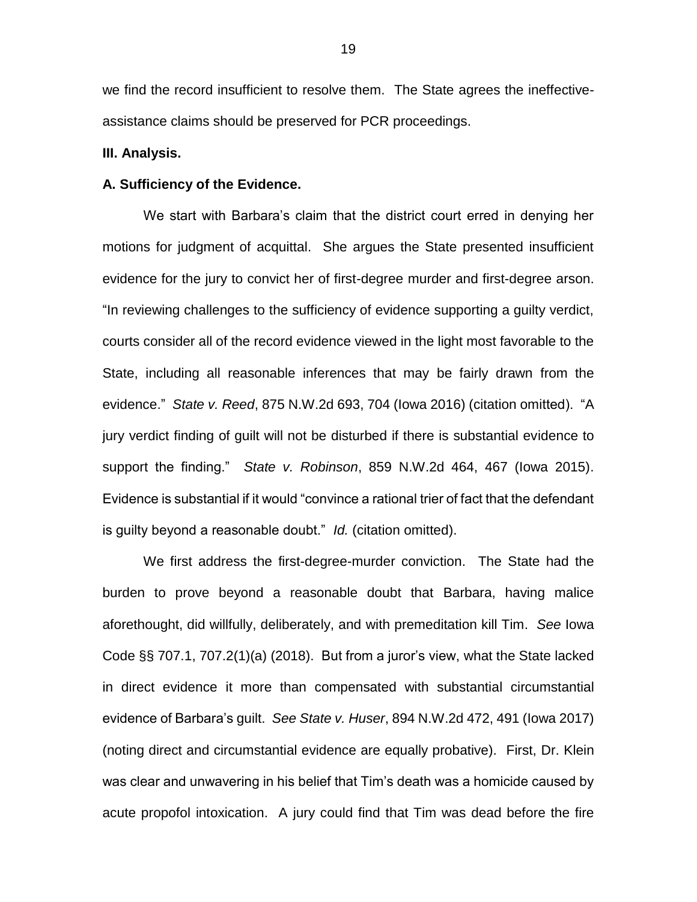we find the record insufficient to resolve them. The State agrees the ineffective-assistance claims should be preserved for PCR proceedings.

**III. Analysis.**

**A. Sufficiency of the Evidence.**

We start with Barbara's claim that the district court erred in denying her motions for judgment of acquittal. She argues the State presented insufficient evidence for the jury to convict her of first-degree murder and first-degree arson. "In reviewing challenges to the sufficiency of evidence supporting a guilty verdict, courts consider all of the record evidence viewed in the light most favorable to the State, including all reasonable inferences that may be fairly drawn from the evidence." *State v. Reed*, 875 N.W.2d 693, 704 (Iowa 2016) (citation omitted). "A jury verdict finding of guilt will not be disturbed if there is substantial evidence to support the finding." *State v. Robinson*, 859 N.W.2d 464, 467 (Iowa 2015). Evidence is substantial if it would "convince a rational trier of fact that the defendant is guilty beyond a reasonable doubt." *Id.* (citation omitted).

We first address the first-degree-murder conviction. The State had the burden to prove beyond a reasonable doubt that Barbara, having malice aforethought, did willfully, deliberately, and with premeditation kill Tim. *See* Iowa Code §§ 707.1, 707.2(1)(a) (2018). But from a juror's view, what the State lacked in direct evidence it more than compensated with substantial circumstantial evidence of Barbara's guilt. *See State v. Huser*, 894 N.W.2d 472, 491 (Iowa 2017) (noting direct and circumstantial evidence are equally probative). First, Dr. Klein was clear and unwavering in his belief that Tim's death was a homicide caused by acute propofol intoxication. A jury could find that Tim was dead before the fire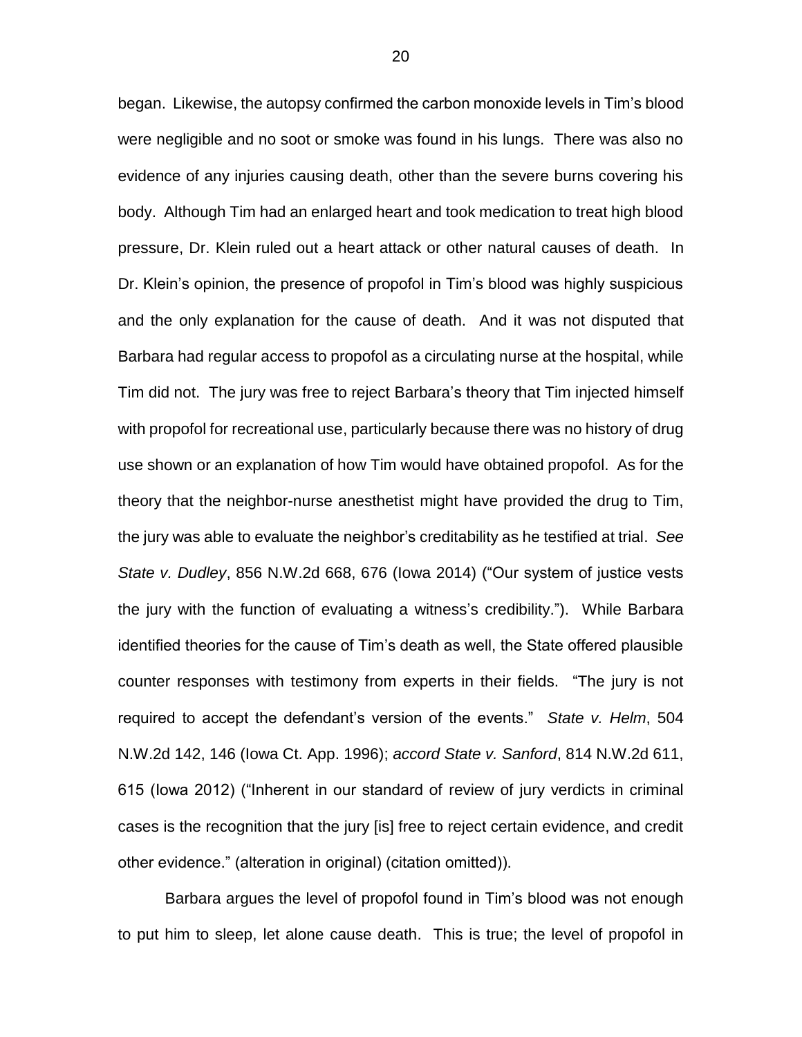began. Likewise, the autopsy confirmed the carbon monoxide levels in Tim's blood were negligible and no soot or smoke was found in his lungs. There was also no evidence of any injuries causing death, other than the severe burns covering his body. Although Tim had an enlarged heart and took medication to treat high blood pressure, Dr. Klein ruled out a heart attack or other natural causes of death. In Dr. Klein's opinion, the presence of propofol in Tim's blood was highly suspicious and the only explanation for the cause of death. And it was not disputed that Barbara had regular access to propofol as a circulating nurse at the hospital, while Tim did not. The jury was free to reject Barbara's theory that Tim injected himself with propofol for recreational use, particularly because there was no history of drug use shown or an explanation of how Tim would have obtained propofol. As for the theory that the neighbor-nurse anesthetist might have provided the drug to Tim, the jury was able to evaluate the neighbor's creditability as he testified at trial. *See State v. Dudley*, 856 N.W.2d 668, 676 (Iowa 2014) ("Our system of justice vests the jury with the function of evaluating a witness's credibility."). While Barbara identified theories for the cause of Tim's death as well, the State offered plausible counter responses with testimony from experts in their fields. "The jury is not required to accept the defendant's version of the events." *State v. Helm*, 504 N.W.2d 142, 146 (Iowa Ct. App. 1996); *accord State v. Sanford*, 814 N.W.2d 611, 615 (Iowa 2012) ("Inherent in our standard of review of jury verdicts in criminal cases is the recognition that the jury [is] free to reject certain evidence, and credit other evidence." (alteration in original) (citation omitted)).

Barbara argues the level of propofol found in Tim's blood was not enough to put him to sleep, let alone cause death. This is true; the level of propofol in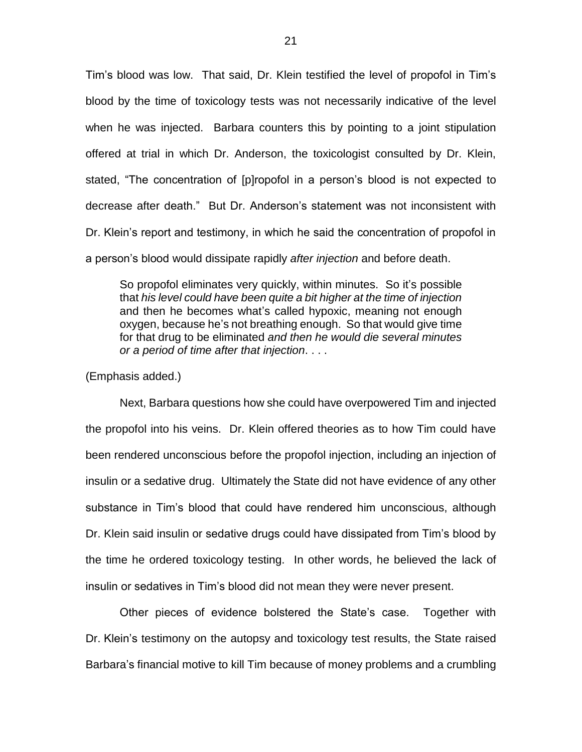Tim's blood was low. That said, Dr. Klein testified the level of propofol in Tim's blood by the time of toxicology tests was not necessarily indicative of the level when he was injected. Barbara counters this by pointing to a joint stipulation offered at trial in which Dr. Anderson, the toxicologist consulted by Dr. Klein, stated, "The concentration of [p]ropofol in a person's blood is not expected to decrease after death." But Dr. Anderson's statement was not inconsistent with Dr. Klein's report and testimony, in which he said the concentration of propofol in a person's blood would dissipate rapidly *after injection* and before death.

> So propofol eliminates very quickly, within minutes. So it's possible that *his level could have been quite a bit higher at the time of injection* and then he becomes what's called hypoxic, meaning not enough oxygen, because he's not breathing enough. So that would give time for that drug to be eliminated *and then he would die several minutes or a period of time after that injection*. . . .

(Emphasis added.)

Next, Barbara questions how she could have overpowered Tim and injected the propofol into his veins. Dr. Klein offered theories as to how Tim could have been rendered unconscious before the propofol injection, including an injection of insulin or a sedative drug. Ultimately the State did not have evidence of any other substance in Tim's blood that could have rendered him unconscious, although Dr. Klein said insulin or sedative drugs could have dissipated from Tim's blood by the time he ordered toxicology testing. In other words, he believed the lack of insulin or sedatives in Tim's blood did not mean they were never present.

Other pieces of evidence bolstered the State's case. Together with Dr. Klein's testimony on the autopsy and toxicology test results, the State raised Barbara's financial motive to kill Tim because of money problems and a crumbling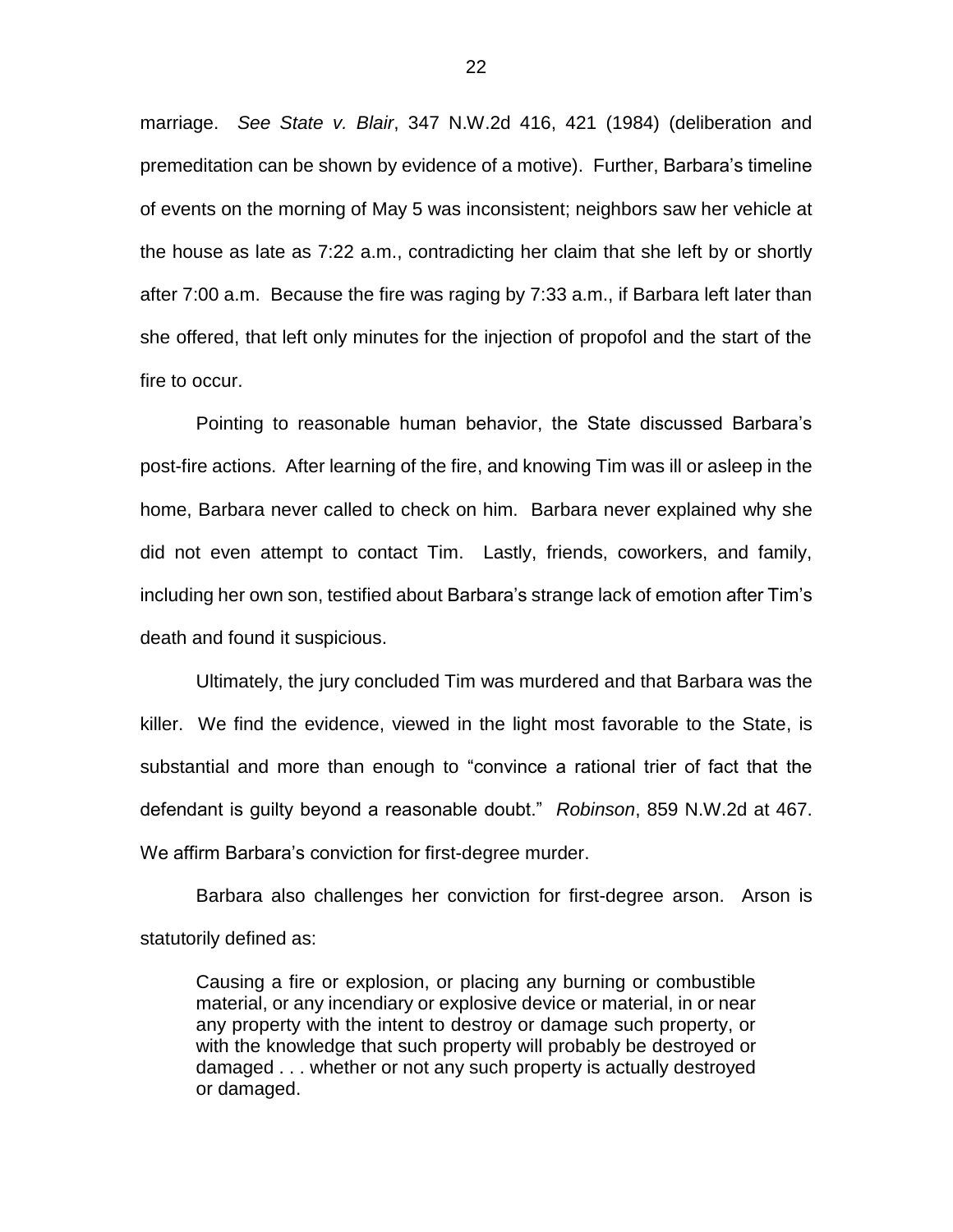marriage. *See State v. Blair*, 347 N.W.2d 416, 421 (1984) (deliberation and premeditation can be shown by evidence of a motive). Further, Barbara's timeline of events on the morning of May 5 was inconsistent; neighbors saw her vehicle at the house as late as 7:22 a.m., contradicting her claim that she left by or shortly after 7:00 a.m. Because the fire was raging by 7:33 a.m., if Barbara left later than she offered, that left only minutes for the injection of propofol and the start of the fire to occur.

Pointing to reasonable human behavior, the State discussed Barbara's post-fire actions. After learning of the fire, and knowing Tim was ill or asleep in the home, Barbara never called to check on him. Barbara never explained why she did not even attempt to contact Tim. Lastly, friends, coworkers, and family, including her own son, testified about Barbara's strange lack of emotion after Tim's death and found it suspicious.

Ultimately, the jury concluded Tim was murdered and that Barbara was the killer. We find the evidence, viewed in the light most favorable to the State, is substantial and more than enough to "convince a rational trier of fact that the defendant is guilty beyond a reasonable doubt." *Robinson*, 859 N.W.2d at 467. We affirm Barbara's conviction for first-degree murder.

Barbara also challenges her conviction for first-degree arson. Arson is statutorily defined as:

> Causing a fire or explosion, or placing any burning or combustible material, or any incendiary or explosive device or material, in or near any property with the intent to destroy or damage such property, or with the knowledge that such property will probably be destroyed or damaged . . . whether or not any such property is actually destroyed or damaged.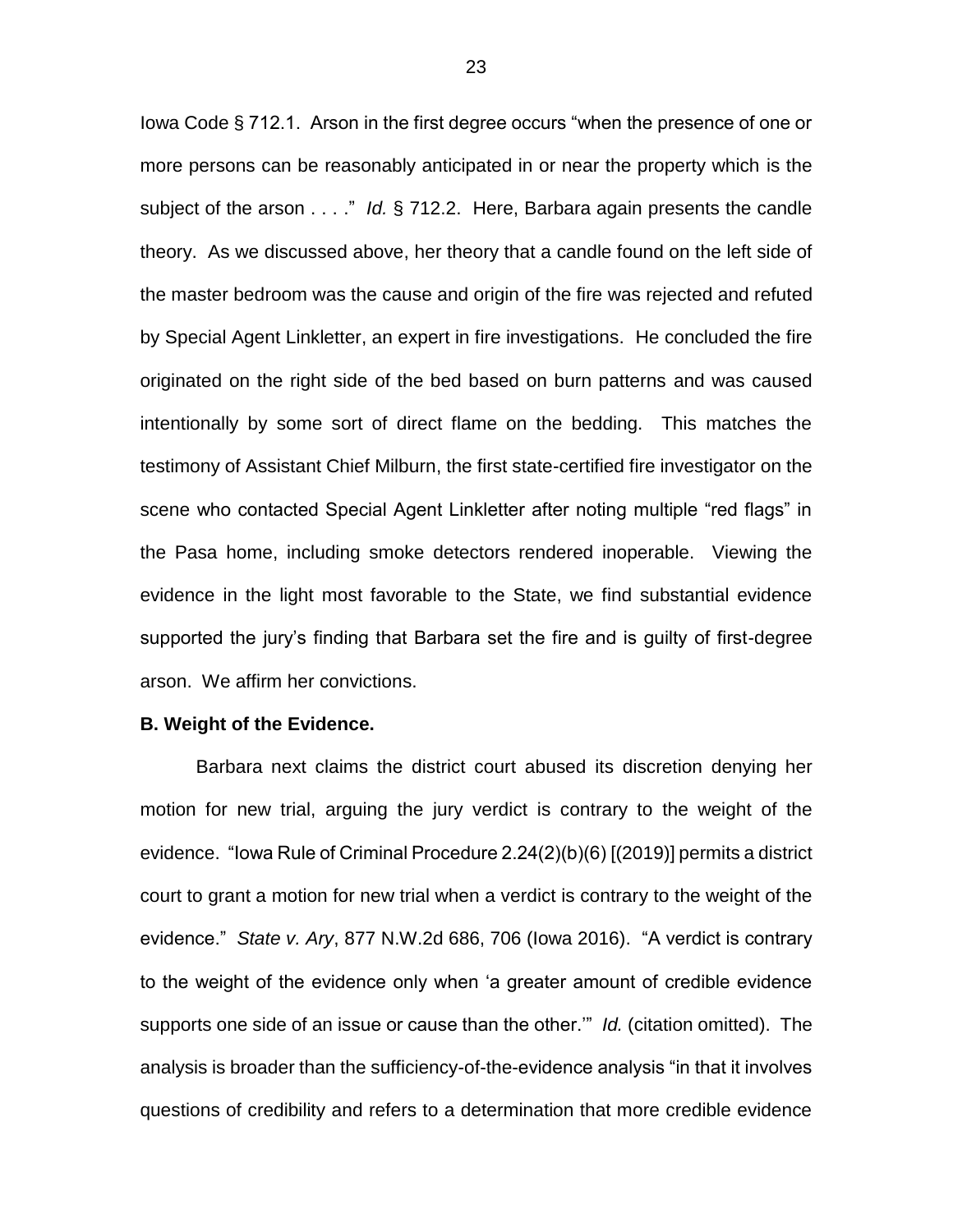Iowa Code § 712.1. Arson in the first degree occurs "when the presence of one or more persons can be reasonably anticipated in or near the property which is the subject of the arson . . . ." *Id.* § 712.2. Here, Barbara again presents the candle theory. As we discussed above, her theory that a candle found on the left side of the master bedroom was the cause and origin of the fire was rejected and refuted by Special Agent Linkletter, an expert in fire investigations. He concluded the fire originated on the right side of the bed based on burn patterns and was caused intentionally by some sort of direct flame on the bedding. This matches the testimony of Assistant Chief Milburn, the first state-certified fire investigator on the scene who contacted Special Agent Linkletter after noting multiple "red flags" in the Pasa home, including smoke detectors rendered inoperable. Viewing the evidence in the light most favorable to the State, we find substantial evidence supported the jury's finding that Barbara set the fire and is guilty of first-degree arson. We affirm her convictions.

**B. Weight of the Evidence.**

Barbara next claims the district court abused its discretion denying her motion for new trial, arguing the jury verdict is contrary to the weight of the evidence. "Iowa Rule of Criminal Procedure 2.24(2)(b)(6) [(2019)] permits a district court to grant a motion for new trial when a verdict is contrary to the weight of the evidence." *State v. Ary*, 877 N.W.2d 686, 706 (Iowa 2016). "A verdict is contrary to the weight of the evidence only when 'a greater amount of credible evidence supports one side of an issue or cause than the other.'" *Id.* (citation omitted). The analysis is broader than the sufficiency-of-the-evidence analysis "in that it involves questions of credibility and refers to a determination that more credible evidence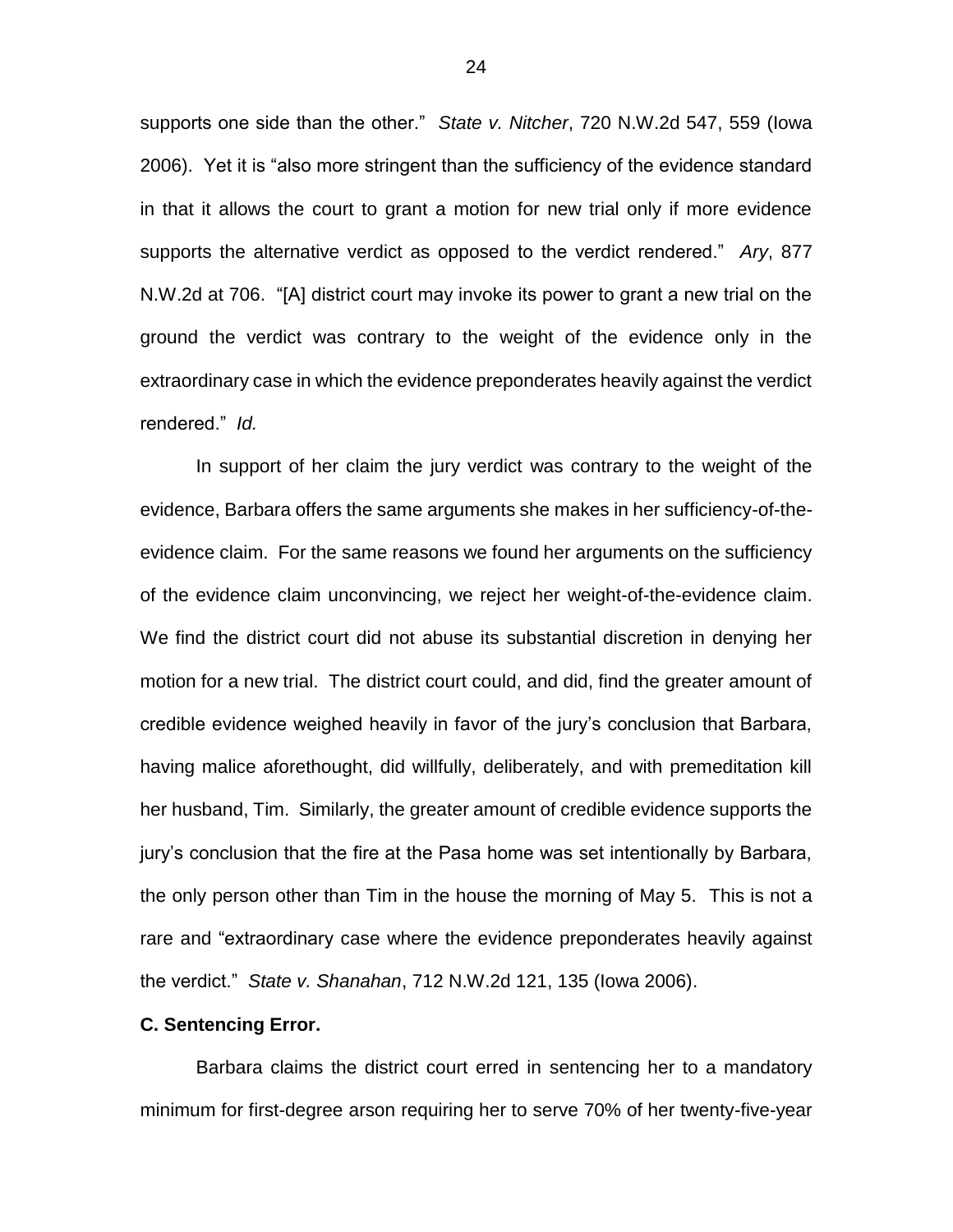supports one side than the other." *State v. Nitcher*, 720 N.W.2d 547, 559 (Iowa 2006). Yet it is "also more stringent than the sufficiency of the evidence standard in that it allows the court to grant a motion for new trial only if more evidence supports the alternative verdict as opposed to the verdict rendered." *Ary*, 877 N.W.2d at 706. "[A] district court may invoke its power to grant a new trial on the ground the verdict was contrary to the weight of the evidence only in the extraordinary case in which the evidence preponderates heavily against the verdict rendered." *Id.*

In support of her claim the jury verdict was contrary to the weight of the evidence, Barbara offers the same arguments she makes in her sufficiency-of-the-evidence claim. For the same reasons we found her arguments on the sufficiency of the evidence claim unconvincing, we reject her weight-of-the-evidence claim. We find the district court did not abuse its substantial discretion in denying her motion for a new trial. The district court could, and did, find the greater amount of credible evidence weighed heavily in favor of the jury's conclusion that Barbara, having malice aforethought, did willfully, deliberately, and with premeditation kill her husband, Tim. Similarly, the greater amount of credible evidence supports the jury's conclusion that the fire at the Pasa home was set intentionally by Barbara, the only person other than Tim in the house the morning of May 5. This is not a rare and "extraordinary case where the evidence preponderates heavily against the verdict." *State v. Shanahan*, 712 N.W.2d 121, 135 (Iowa 2006).

**C. Sentencing Error.**

Barbara claims the district court erred in sentencing her to a mandatory minimum for first-degree arson requiring her to serve 70% of her twenty-five-year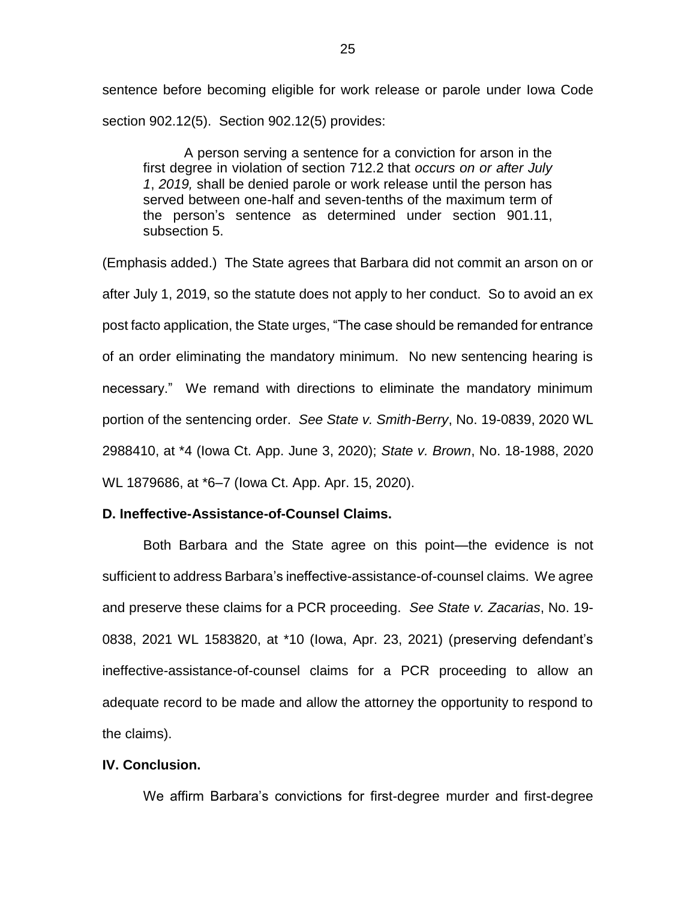sentence before becoming eligible for work release or parole under Iowa Code section 902.12(5). Section 902.12(5) provides:

> A person serving a sentence for a conviction for arson in the first degree in violation of section 712.2 that *occurs on or after July 1*, *2019,* shall be denied parole or work release until the person has served between one-half and seven-tenths of the maximum term of the person's sentence as determined under section 901.11, subsection 5.

(Emphasis added.) The State agrees that Barbara did not commit an arson on or after July 1, 2019, so the statute does not apply to her conduct. So to avoid an ex post facto application, the State urges, "The case should be remanded for entrance of an order eliminating the mandatory minimum. No new sentencing hearing is necessary." We remand with directions to eliminate the mandatory minimum portion of the sentencing order. *See State v. Smith-Berry*, No. 19-0839, 2020 WL 2988410, at *4 (Iowa Ct. App. June 3, 2020); *State v. Brown*, No. 18-1988, 2020 WL 1879686, at *6–7 (Iowa Ct. App. Apr. 15, 2020).

**D. Ineffective-Assistance-of-Counsel Claims.**

Both Barbara and the State agree on this point—the evidence is not sufficient to address Barbara's ineffective-assistance-of-counsel claims. We agree and preserve these claims for a PCR proceeding. *See State v. Zacarias*, No. 19-0838, 2021 WL 1583820, at *10 (Iowa, Apr. 23, 2021) (preserving defendant's ineffective-assistance-of-counsel claims for a PCR proceeding to allow an adequate record to be made and allow the attorney the opportunity to respond to the claims).

**IV. Conclusion.**

We affirm Barbara's convictions for first-degree murder and first-degree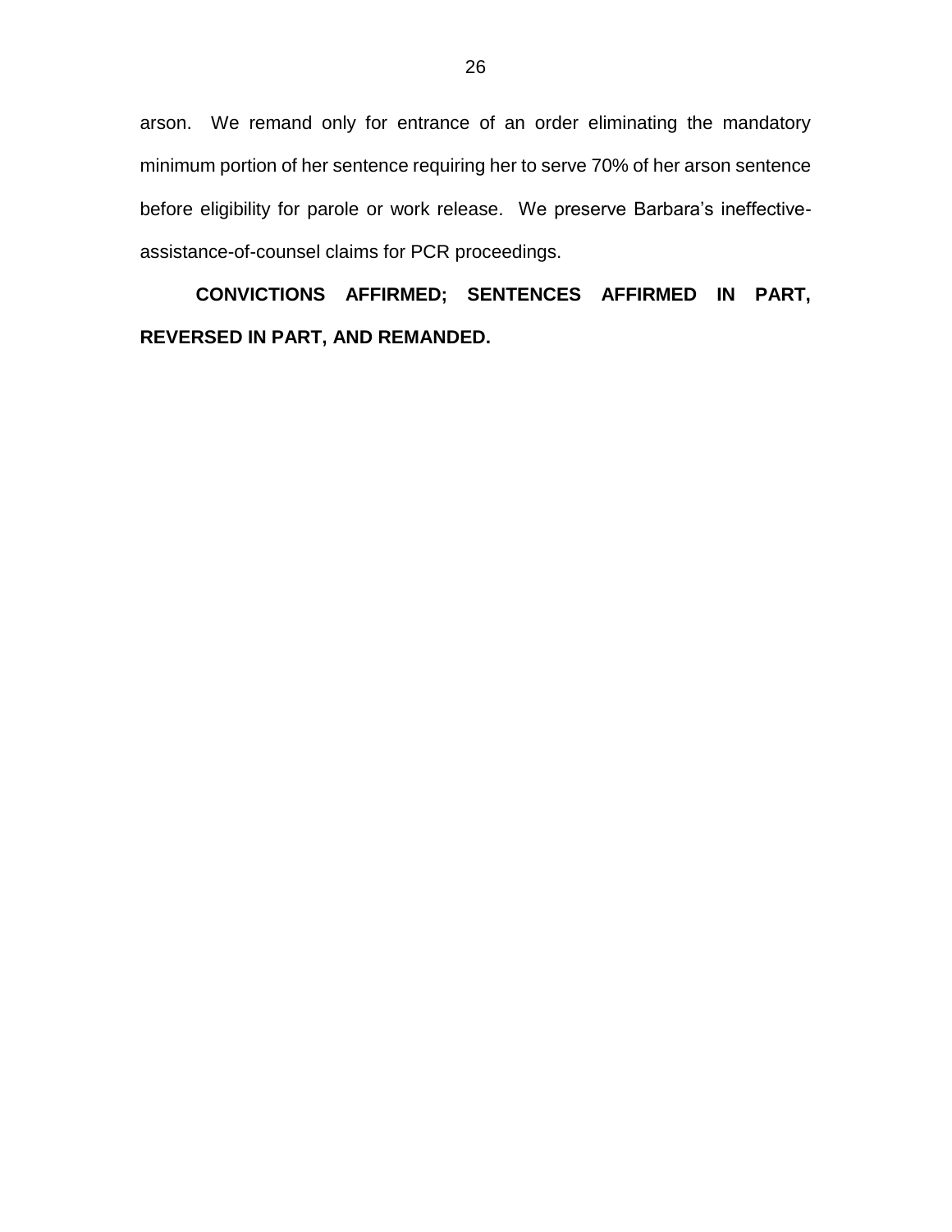arson. We remand only for entrance of an order eliminating the mandatory minimum portion of her sentence requiring her to serve 70% of her arson sentence before eligibility for parole or work release. We preserve Barbara's ineffective-assistance-of-counsel claims for PCR proceedings.

**CONVICTIONS AFFIRMED; SENTENCES AFFIRMED IN PART, REVERSED IN PART, AND REMANDED.**